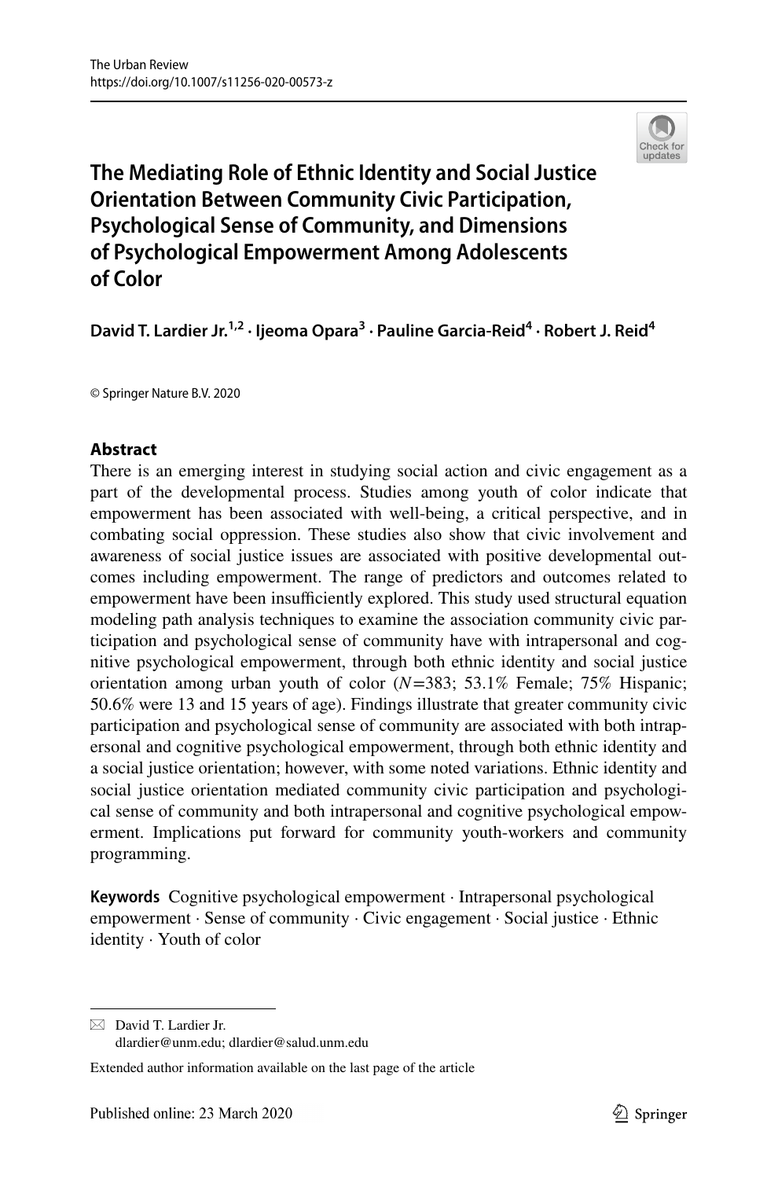The Urban Review
https://doi.org/10.1007/s11256-020-00573-z

# The Mediating Role of Ethnic Identity and Social Justice Orientation Between Community Civic Participation, Psychological Sense of Community, and Dimensions of Psychological Empowerment Among Adolescents of Color

**David T. Lardier Jr.[1,2] · Ijeoma Opara[3] · Pauline Garcia-Reid[4] · Robert J. Reid[4]**

© Springer Nature B.V. 2020

## Abstract

There is an emerging interest in studying social action and civic engagement as a part of the developmental process. Studies among youth of color indicate that empowerment has been associated with well-being, a critical perspective, and in combating social oppression. These studies also show that civic involvement and awareness of social justice issues are associated with positive developmental outcomes including empowerment. The range of predictors and outcomes related to empowerment have been insufficiently explored. This study used structural equation modeling path analysis techniques to examine the association community civic participation and psychological sense of community have with intrapersonal and cognitive psychological empowerment, through both ethnic identity and social justice orientation among urban youth of color (*N*=383; 53.1% Female; 75% Hispanic; 50.6% were 13 and 15 years of age). Findings illustrate that greater community civic participation and psychological sense of community are associated with both intrapersonal and cognitive psychological empowerment, through both ethnic identity and a social justice orientation; however, with some noted variations. Ethnic identity and social justice orientation mediated community civic participation and psychological sense of community and both intrapersonal and cognitive psychological empowerment. Implications put forward for community youth-workers and community programming.

**Keywords** Cognitive psychological empowerment · Intrapersonal psychological empowerment · Sense of community · Civic engagement · Social justice · Ethnic identity · Youth of color

✉ David T. Lardier Jr.
dlardier@unm.edu; dlardier@salud.unm.edu

Extended author information available on the last page of the article

Published online: 23 March 2020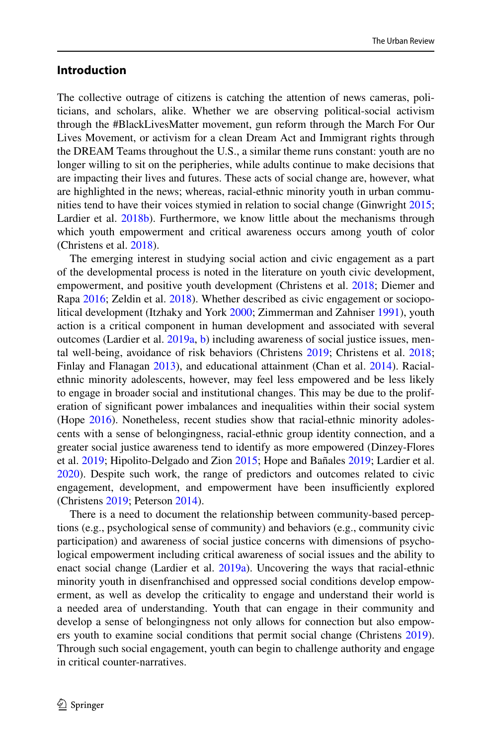## Introduction

The collective outrage of citizens is catching the attention of news cameras, politicians, and scholars, alike. Whether we are observing political-social activism through the #BlackLivesMatter movement, gun reform through the March For Our Lives Movement, or activism for a clean Dream Act and Immigrant rights through the DREAM Teams throughout the U.S., a similar theme runs constant: youth are no longer willing to sit on the peripheries, while adults continue to make decisions that are impacting their lives and futures. These acts of social change are, however, what are highlighted in the news; whereas, racial-ethnic minority youth in urban communities tend to have their voices stymied in relation to social change (Ginwright 2015; Lardier et al. 2018b). Furthermore, we know little about the mechanisms through which youth empowerment and critical awareness occurs among youth of color (Christens et al. 2018).

The emerging interest in studying social action and civic engagement as a part of the developmental process is noted in the literature on youth civic development, empowerment, and positive youth development (Christens et al. 2018; Diemer and Rapa 2016; Zeldin et al. 2018). Whether described as civic engagement or sociopolitical development (Itzhaky and York 2000; Zimmerman and Zahniser 1991), youth action is a critical component in human development and associated with several outcomes (Lardier et al. 2019a, b) including awareness of social justice issues, mental well-being, avoidance of risk behaviors (Christens 2019; Christens et al. 2018; Finlay and Flanagan 2013), and educational attainment (Chan et al. 2014). Racial-ethnic minority adolescents, however, may feel less empowered and be less likely to engage in broader social and institutional changes. This may be due to the proliferation of significant power imbalances and inequalities within their social system (Hope 2016). Nonetheless, recent studies show that racial-ethnic minority adolescents with a sense of belongingness, racial-ethnic group identity connection, and a greater social justice awareness tend to identify as more empowered (Dinzey-Flores et al. 2019; Hipolito-Delgado and Zion 2015; Hope and Bañales 2019; Lardier et al. 2020). Despite such work, the range of predictors and outcomes related to civic engagement, development, and empowerment have been insufficiently explored (Christens 2019; Peterson 2014).

There is a need to document the relationship between community-based perceptions (e.g., psychological sense of community) and behaviors (e.g., community civic participation) and awareness of social justice concerns with dimensions of psychological empowerment including critical awareness of social issues and the ability to enact social change (Lardier et al. 2019a). Uncovering the ways that racial-ethnic minority youth in disenfranchised and oppressed social conditions develop empowerment, as well as develop the criticality to engage and understand their world is a needed area of understanding. Youth that can engage in their community and develop a sense of belongingness not only allows for connection but also empowers youth to examine social conditions that permit social change (Christens 2019). Through such social engagement, youth can begin to challenge authority and engage in critical counter-narratives.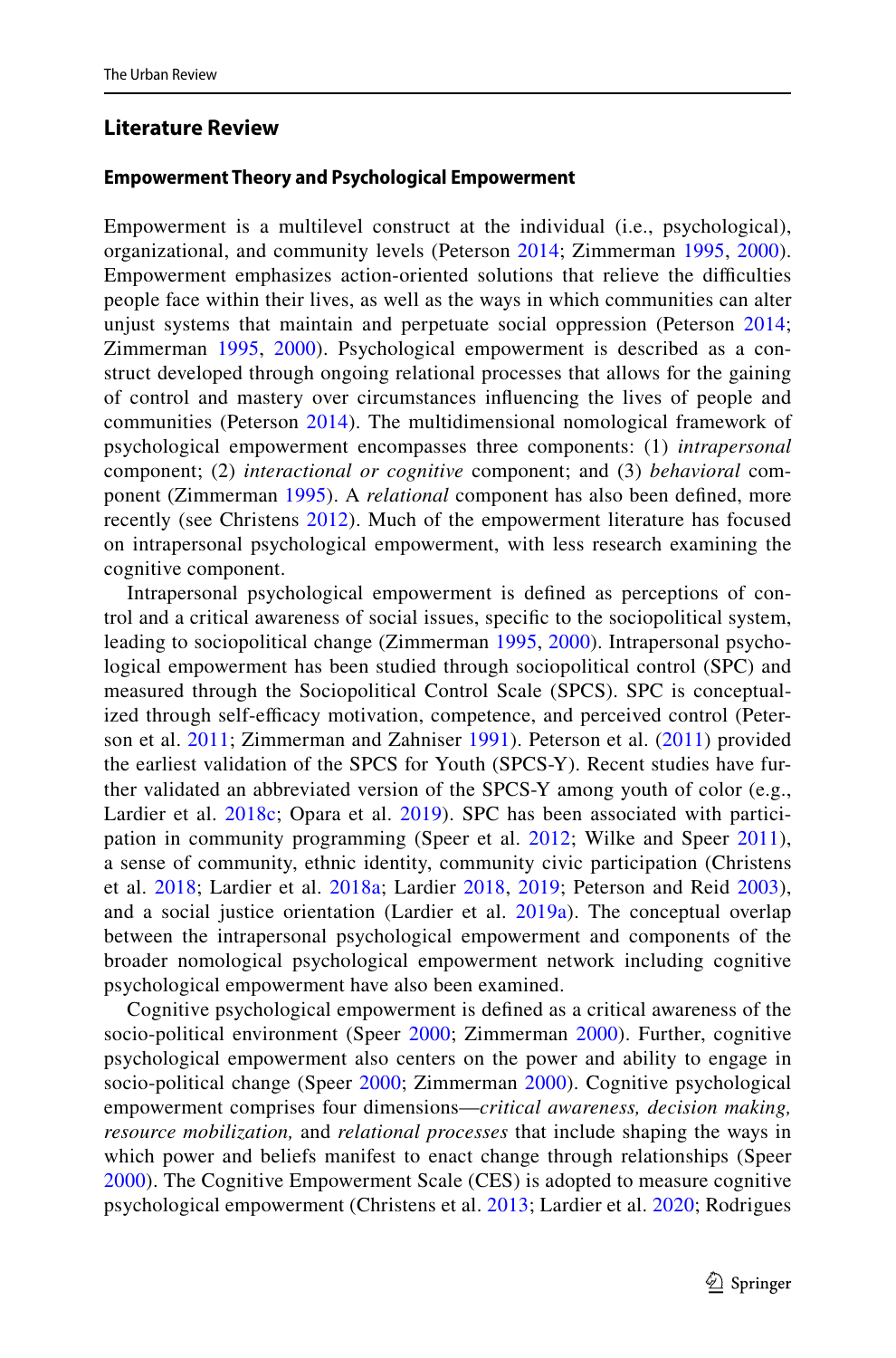## Literature Review

### Empowerment Theory and Psychological Empowerment

Empowerment is a multilevel construct at the individual (i.e., psychological), organizational, and community levels (Peterson 2014; Zimmerman 1995, 2000). Empowerment emphasizes action-oriented solutions that relieve the difficulties people face within their lives, as well as the ways in which communities can alter unjust systems that maintain and perpetuate social oppression (Peterson 2014; Zimmerman 1995, 2000). Psychological empowerment is described as a construct developed through ongoing relational processes that allows for the gaining of control and mastery over circumstances influencing the lives of people and communities (Peterson 2014). The multidimensional nomological framework of psychological empowerment encompasses three components: (1) *intrapersonal* component; (2) *interactional or cognitive* component; and (3) *behavioral* component (Zimmerman 1995). A *relational* component has also been defined, more recently (see Christens 2012). Much of the empowerment literature has focused on intrapersonal psychological empowerment, with less research examining the cognitive component.

Intrapersonal psychological empowerment is defined as perceptions of control and a critical awareness of social issues, specific to the sociopolitical system, leading to sociopolitical change (Zimmerman 1995, 2000). Intrapersonal psychological empowerment has been studied through sociopolitical control (SPC) and measured through the Sociopolitical Control Scale (SPCS). SPC is conceptualized through self-efficacy motivation, competence, and perceived control (Peterson et al. 2011; Zimmerman and Zahniser 1991). Peterson et al. (2011) provided the earliest validation of the SPCS for Youth (SPCS-Y). Recent studies have further validated an abbreviated version of the SPCS-Y among youth of color (e.g., Lardier et al. 2018c; Opara et al. 2019). SPC has been associated with participation in community programming (Speer et al. 2012; Wilke and Speer 2011), a sense of community, ethnic identity, community civic participation (Christens et al. 2018; Lardier et al. 2018a; Lardier 2018, 2019; Peterson and Reid 2003), and a social justice orientation (Lardier et al. 2019a). The conceptual overlap between the intrapersonal psychological empowerment and components of the broader nomological psychological empowerment network including cognitive psychological empowerment have also been examined.

Cognitive psychological empowerment is defined as a critical awareness of the socio-political environment (Speer 2000; Zimmerman 2000). Further, cognitive psychological empowerment also centers on the power and ability to engage in socio-political change (Speer 2000; Zimmerman 2000). Cognitive psychological empowerment comprises four dimensions—*critical awareness, decision making, resource mobilization,* and *relational processes* that include shaping the ways in which power and beliefs manifest to enact change through relationships (Speer 2000). The Cognitive Empowerment Scale (CES) is adopted to measure cognitive psychological empowerment (Christens et al. 2013; Lardier et al. 2020; Rodrigues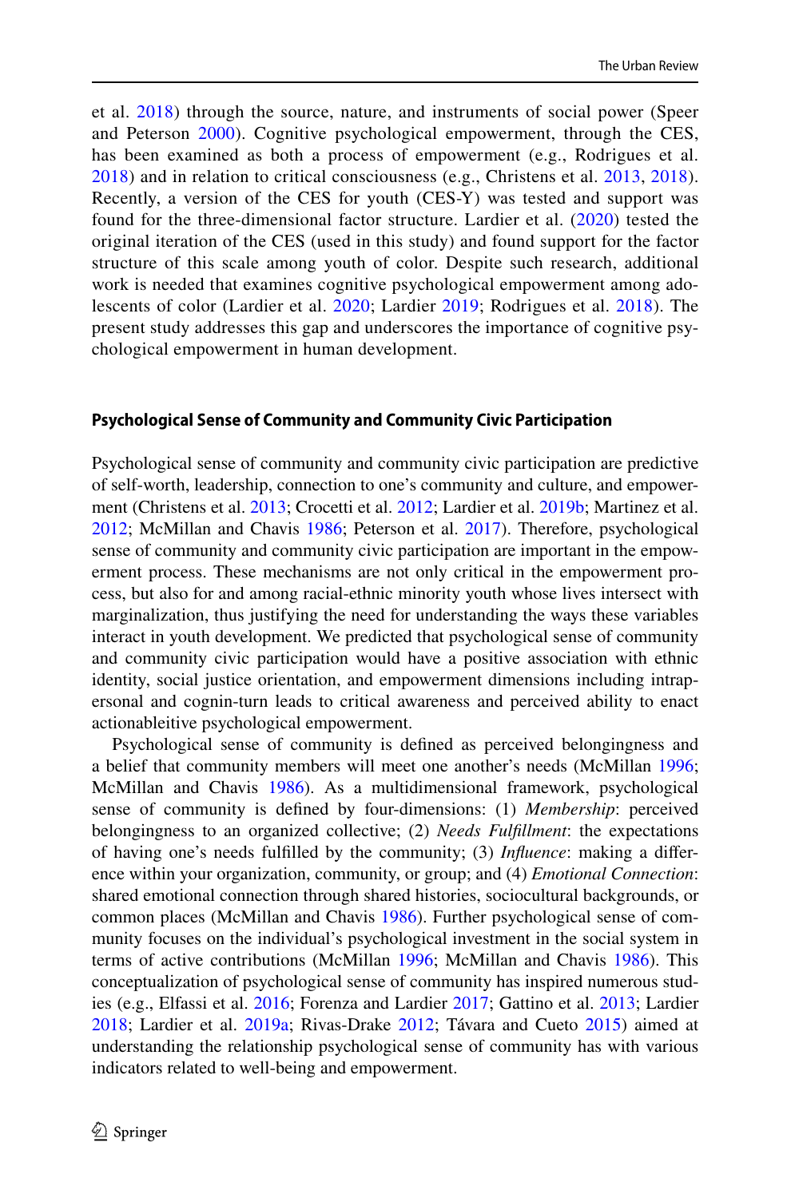et al. 2018) through the source, nature, and instruments of social power (Speer and Peterson 2000). Cognitive psychological empowerment, through the CES, has been examined as both a process of empowerment (e.g., Rodrigues et al. 2018) and in relation to critical consciousness (e.g., Christens et al. 2013, 2018). Recently, a version of the CES for youth (CES-Y) was tested and support was found for the three-dimensional factor structure. Lardier et al. (2020) tested the original iteration of the CES (used in this study) and found support for the factor structure of this scale among youth of color. Despite such research, additional work is needed that examines cognitive psychological empowerment among adolescents of color (Lardier et al. 2020; Lardier 2019; Rodrigues et al. 2018). The present study addresses this gap and underscores the importance of cognitive psychological empowerment in human development.

#### Psychological Sense of Community and Community Civic Participation

Psychological sense of community and community civic participation are predictive of self-worth, leadership, connection to one's community and culture, and empowerment (Christens et al. 2013; Crocetti et al. 2012; Lardier et al. 2019b; Martinez et al. 2012; McMillan and Chavis 1986; Peterson et al. 2017). Therefore, psychological sense of community and community civic participation are important in the empowerment process. These mechanisms are not only critical in the empowerment process, but also for and among racial-ethnic minority youth whose lives intersect with marginalization, thus justifying the need for understanding the ways these variables interact in youth development. We predicted that psychological sense of community and community civic participation would have a positive association with ethnic identity, social justice orientation, and empowerment dimensions including intrapersonal and cognin-turn leads to critical awareness and perceived ability to enact actionableitive psychological empowerment.

Psychological sense of community is defined as perceived belongingness and a belief that community members will meet one another's needs (McMillan 1996; McMillan and Chavis 1986). As a multidimensional framework, psychological sense of community is defined by four-dimensions: (1) *Membership*: perceived belongingness to an organized collective; (2) *Needs Fulfillment*: the expectations of having one's needs fulfilled by the community; (3) *Influence*: making a difference within your organization, community, or group; and (4) *Emotional Connection*: shared emotional connection through shared histories, sociocultural backgrounds, or common places (McMillan and Chavis 1986). Further psychological sense of community focuses on the individual's psychological investment in the social system in terms of active contributions (McMillan 1996; McMillan and Chavis 1986). This conceptualization of psychological sense of community has inspired numerous studies (e.g., Elfassi et al. 2016; Forenza and Lardier 2017; Gattino et al. 2013; Lardier 2018; Lardier et al. 2019a; Rivas-Drake 2012; Távara and Cueto 2015) aimed at understanding the relationship psychological sense of community has with various indicators related to well-being and empowerment.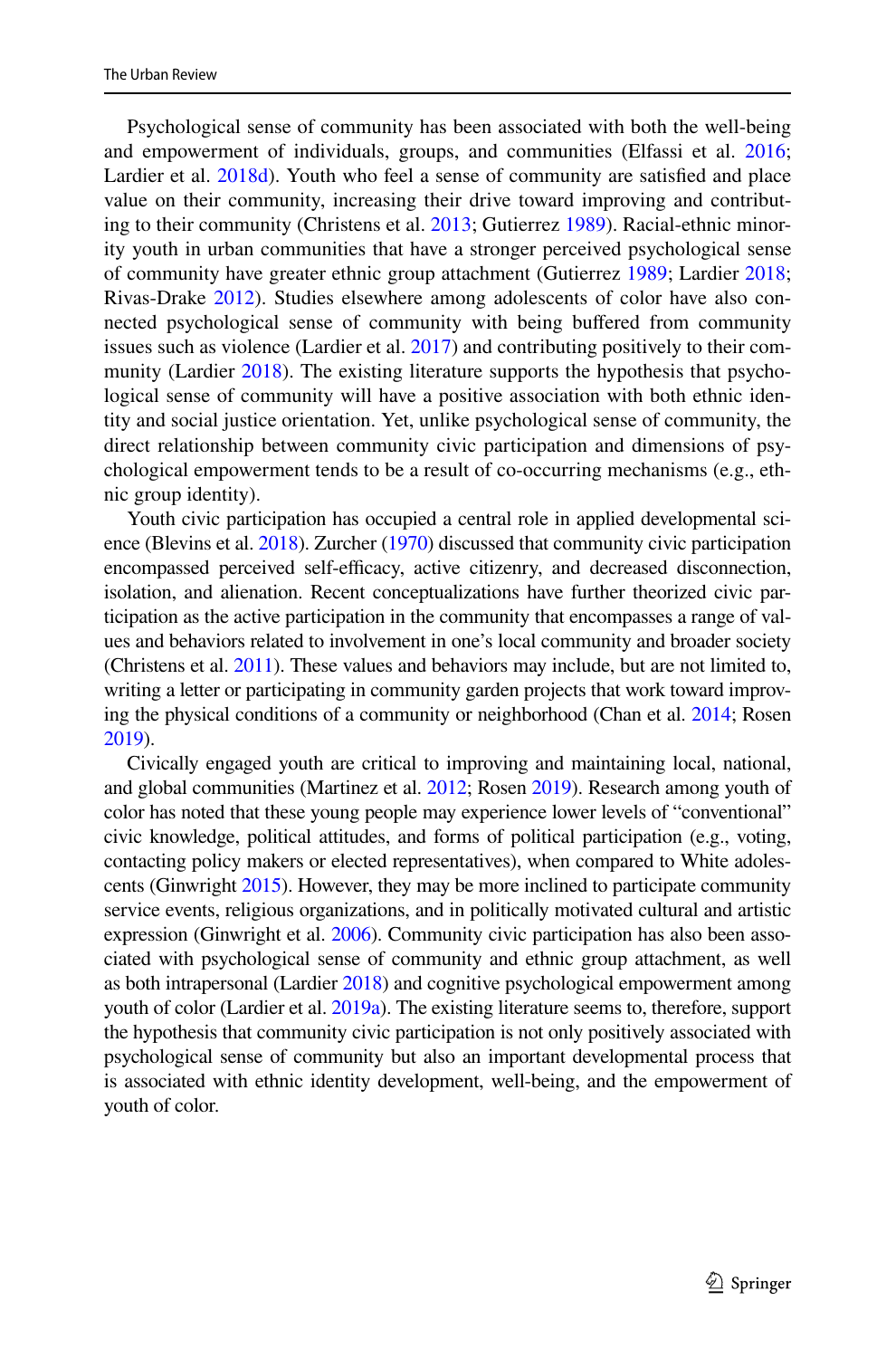Psychological sense of community has been associated with both the well-being and empowerment of individuals, groups, and communities (Elfassi et al. 2016; Lardier et al. 2018d). Youth who feel a sense of community are satisfied and place value on their community, increasing their drive toward improving and contributing to their community (Christens et al. 2013; Gutierrez 1989). Racial-ethnic minority youth in urban communities that have a stronger perceived psychological sense of community have greater ethnic group attachment (Gutierrez 1989; Lardier 2018; Rivas-Drake 2012). Studies elsewhere among adolescents of color have also connected psychological sense of community with being buffered from community issues such as violence (Lardier et al. 2017) and contributing positively to their community (Lardier 2018). The existing literature supports the hypothesis that psychological sense of community will have a positive association with both ethnic identity and social justice orientation. Yet, unlike psychological sense of community, the direct relationship between community civic participation and dimensions of psychological empowerment tends to be a result of co-occurring mechanisms (e.g., ethnic group identity).

Youth civic participation has occupied a central role in applied developmental science (Blevins et al. 2018). Zurcher (1970) discussed that community civic participation encompassed perceived self-efficacy, active citizenry, and decreased disconnection, isolation, and alienation. Recent conceptualizations have further theorized civic participation as the active participation in the community that encompasses a range of values and behaviors related to involvement in one's local community and broader society (Christens et al. 2011). These values and behaviors may include, but are not limited to, writing a letter or participating in community garden projects that work toward improving the physical conditions of a community or neighborhood (Chan et al. 2014; Rosen 2019).

Civically engaged youth are critical to improving and maintaining local, national, and global communities (Martinez et al. 2012; Rosen 2019). Research among youth of color has noted that these young people may experience lower levels of "conventional" civic knowledge, political attitudes, and forms of political participation (e.g., voting, contacting policy makers or elected representatives), when compared to White adolescents (Ginwright 2015). However, they may be more inclined to participate community service events, religious organizations, and in politically motivated cultural and artistic expression (Ginwright et al. 2006). Community civic participation has also been associated with psychological sense of community and ethnic group attachment, as well as both intrapersonal (Lardier 2018) and cognitive psychological empowerment among youth of color (Lardier et al. 2019a). The existing literature seems to, therefore, support the hypothesis that community civic participation is not only positively associated with psychological sense of community but also an important developmental process that is associated with ethnic identity development, well-being, and the empowerment of youth of color.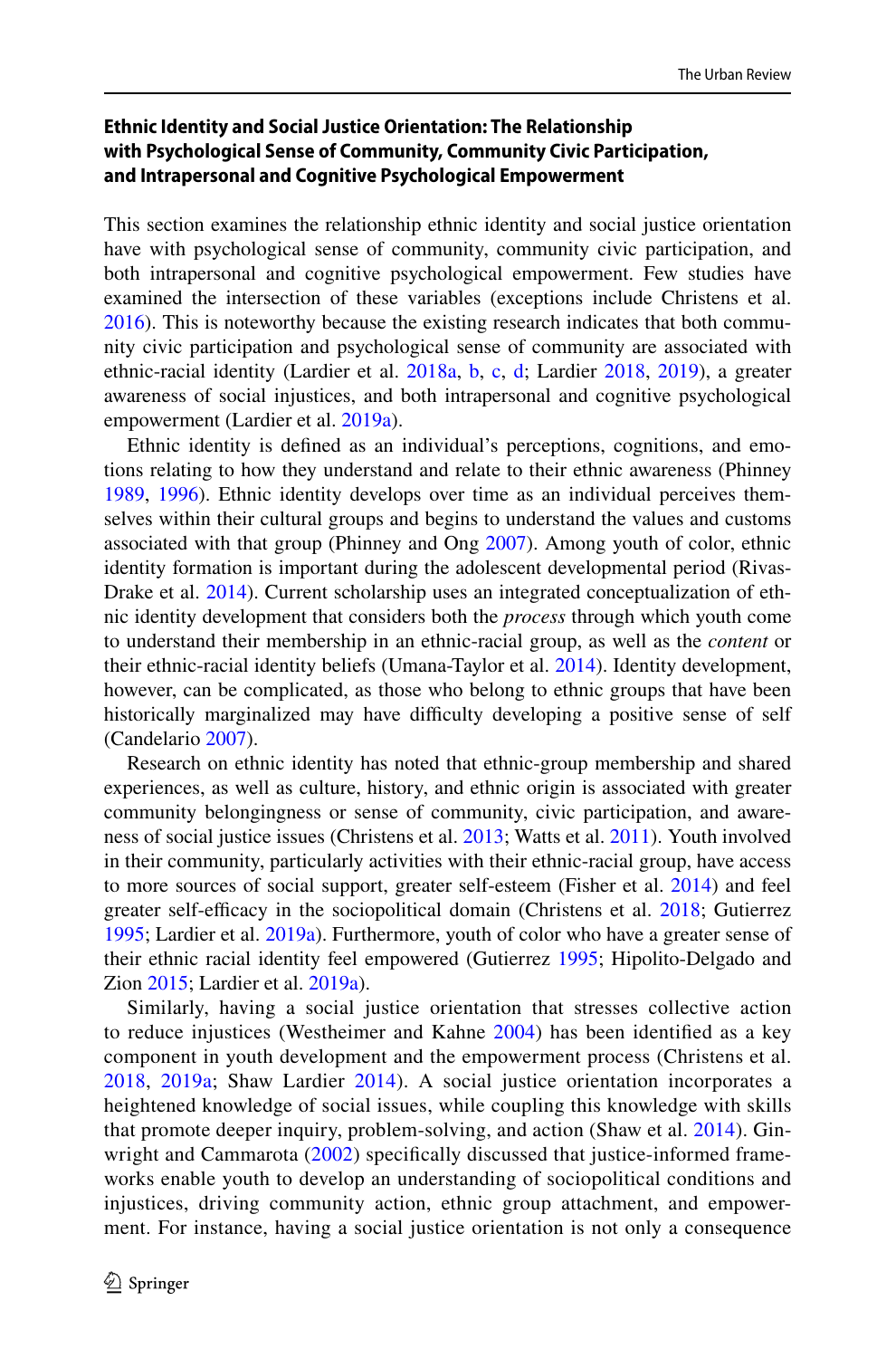### Ethnic Identity and Social Justice Orientation: The Relationship with Psychological Sense of Community, Community Civic Participation, and Intrapersonal and Cognitive Psychological Empowerment

This section examines the relationship ethnic identity and social justice orientation have with psychological sense of community, community civic participation, and both intrapersonal and cognitive psychological empowerment. Few studies have examined the intersection of these variables (exceptions include Christens et al. 2016). This is noteworthy because the existing research indicates that both community civic participation and psychological sense of community are associated with ethnic-racial identity (Lardier et al. 2018a, b, c, d; Lardier 2018, 2019), a greater awareness of social injustices, and both intrapersonal and cognitive psychological empowerment (Lardier et al. 2019a).

Ethnic identity is defined as an individual's perceptions, cognitions, and emotions relating to how they understand and relate to their ethnic awareness (Phinney 1989, 1996). Ethnic identity develops over time as an individual perceives themselves within their cultural groups and begins to understand the values and customs associated with that group (Phinney and Ong 2007). Among youth of color, ethnic identity formation is important during the adolescent developmental period (Rivas-Drake et al. 2014). Current scholarship uses an integrated conceptualization of ethnic identity development that considers both the *process* through which youth come to understand their membership in an ethnic-racial group, as well as the *content* or their ethnic-racial identity beliefs (Umana-Taylor et al. 2014). Identity development, however, can be complicated, as those who belong to ethnic groups that have been historically marginalized may have difficulty developing a positive sense of self (Candelario 2007).

Research on ethnic identity has noted that ethnic-group membership and shared experiences, as well as culture, history, and ethnic origin is associated with greater community belongingness or sense of community, civic participation, and awareness of social justice issues (Christens et al. 2013; Watts et al. 2011). Youth involved in their community, particularly activities with their ethnic-racial group, have access to more sources of social support, greater self-esteem (Fisher et al. 2014) and feel greater self-efficacy in the sociopolitical domain (Christens et al. 2018; Gutierrez 1995; Lardier et al. 2019a). Furthermore, youth of color who have a greater sense of their ethnic racial identity feel empowered (Gutierrez 1995; Hipolito-Delgado and Zion 2015; Lardier et al. 2019a).

Similarly, having a social justice orientation that stresses collective action to reduce injustices (Westheimer and Kahne 2004) has been identified as a key component in youth development and the empowerment process (Christens et al. 2018, 2019a; Shaw Lardier 2014). A social justice orientation incorporates a heightened knowledge of social issues, while coupling this knowledge with skills that promote deeper inquiry, problem-solving, and action (Shaw et al. 2014). Ginwright and Cammarota (2002) specifically discussed that justice-informed frameworks enable youth to develop an understanding of sociopolitical conditions and injustices, driving community action, ethnic group attachment, and empowerment. For instance, having a social justice orientation is not only a consequence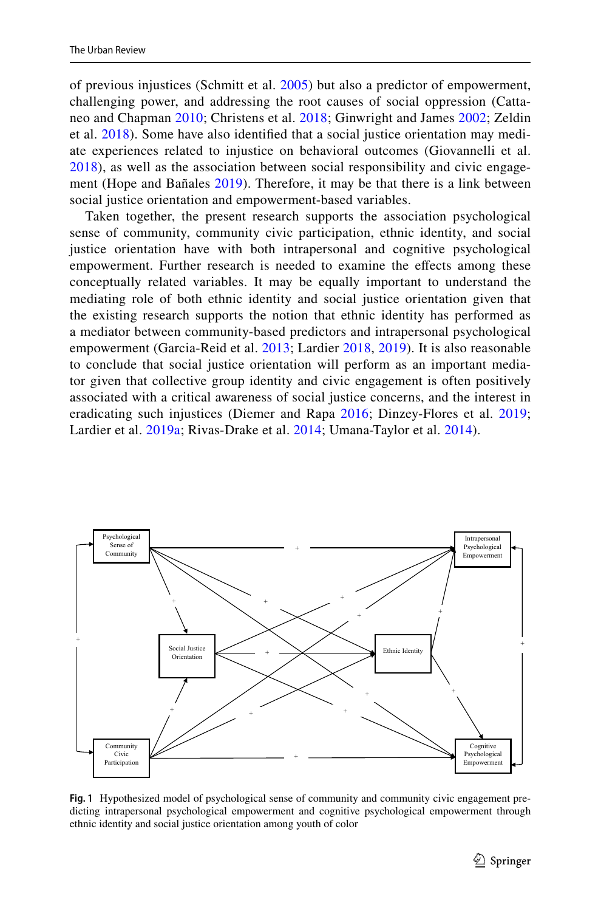of previous injustices (Schmitt et al. 2005) but also a predictor of empowerment, challenging power, and addressing the root causes of social oppression (Cattaneo and Chapman 2010; Christens et al. 2018; Ginwright and James 2002; Zeldin et al. 2018). Some have also identified that a social justice orientation may mediate experiences related to injustice on behavioral outcomes (Giovannelli et al. 2018), as well as the association between social responsibility and civic engagement (Hope and Bañales 2019). Therefore, it may be that there is a link between social justice orientation and empowerment-based variables.

Taken together, the present research supports the association psychological sense of community, community civic participation, ethnic identity, and social justice orientation have with both intrapersonal and cognitive psychological empowerment. Further research is needed to examine the effects among these conceptually related variables. It may be equally important to understand the mediating role of both ethnic identity and social justice orientation given that the existing research supports the notion that ethnic identity has performed as a mediator between community-based predictors and intrapersonal psychological empowerment (Garcia-Reid et al. 2013; Lardier 2018, 2019). It is also reasonable to conclude that social justice orientation will perform as an important mediator given that collective group identity and civic engagement is often positively associated with a critical awareness of social justice concerns, and the interest in eradicating such injustices (Diemer and Rapa 2016; Dinzey-Flores et al. 2019; Lardier et al. 2019a; Rivas-Drake et al. 2014; Umana-Taylor et al. 2014).

**Fig. 1** Hypothesized model of psychological sense of community and community civic engagement predicting intrapersonal psychological empowerment and cognitive psychological empowerment through ethnic identity and social justice orientation among youth of color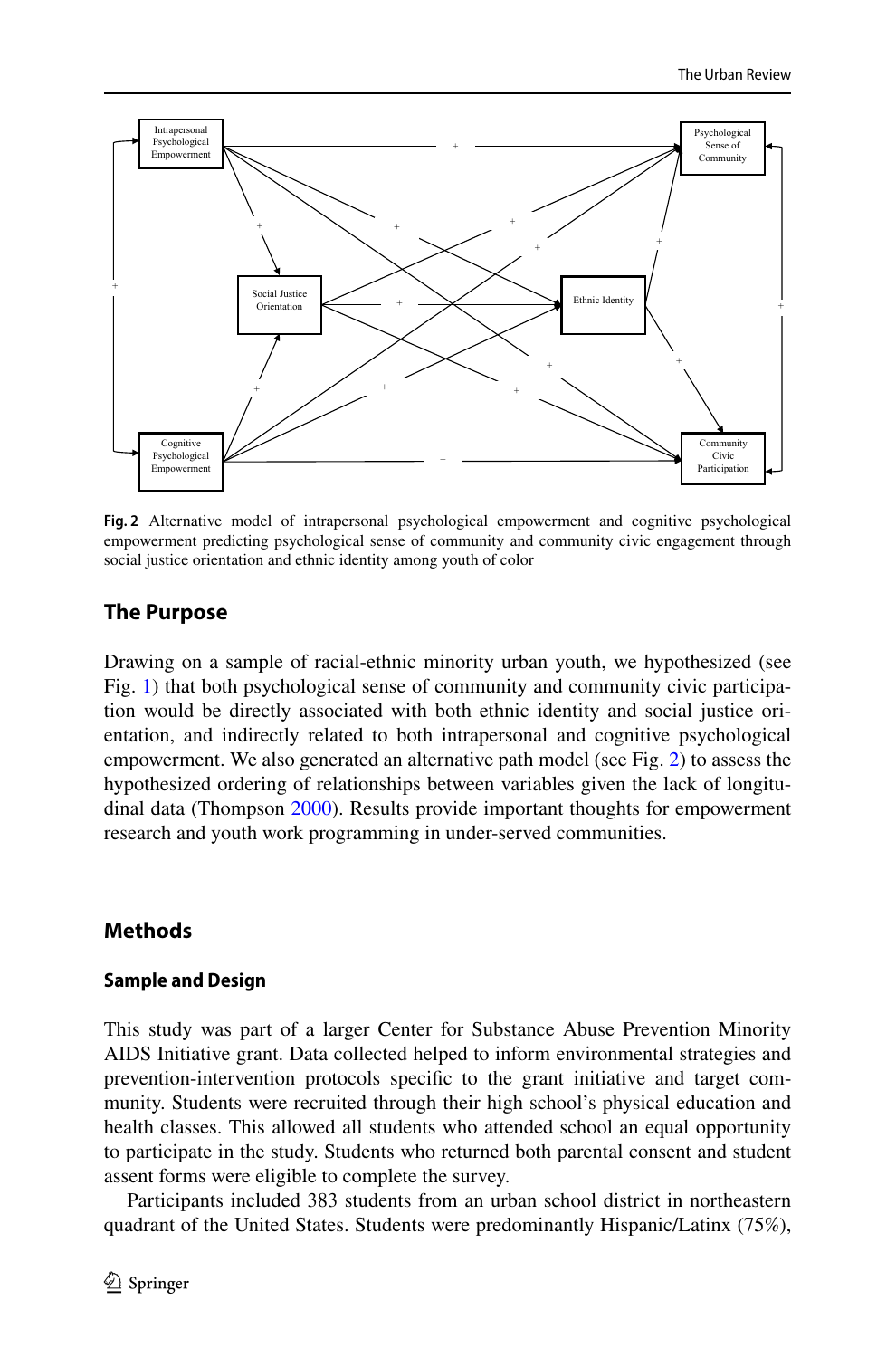**Fig. 2** Alternative model of intrapersonal psychological empowerment and cognitive psychological empowerment predicting psychological sense of community and community civic engagement through social justice orientation and ethnic identity among youth of color

## The Purpose

Drawing on a sample of racial-ethnic minority urban youth, we hypothesized (see Fig. 1) that both psychological sense of community and community civic participation would be directly associated with both ethnic identity and social justice orientation, and indirectly related to both intrapersonal and cognitive psychological empowerment. We also generated an alternative path model (see Fig. 2) to assess the hypothesized ordering of relationships between variables given the lack of longitudinal data (Thompson 2000). Results provide important thoughts for empowerment research and youth work programming in under-served communities.

## Methods

### Sample and Design

This study was part of a larger Center for Substance Abuse Prevention Minority AIDS Initiative grant. Data collected helped to inform environmental strategies and prevention-intervention protocols specific to the grant initiative and target community. Students were recruited through their high school's physical education and health classes. This allowed all students who attended school an equal opportunity to participate in the study. Students who returned both parental consent and student assent forms were eligible to complete the survey.

Participants included 383 students from an urban school district in northeastern quadrant of the United States. Students were predominantly Hispanic/Latinx (75%),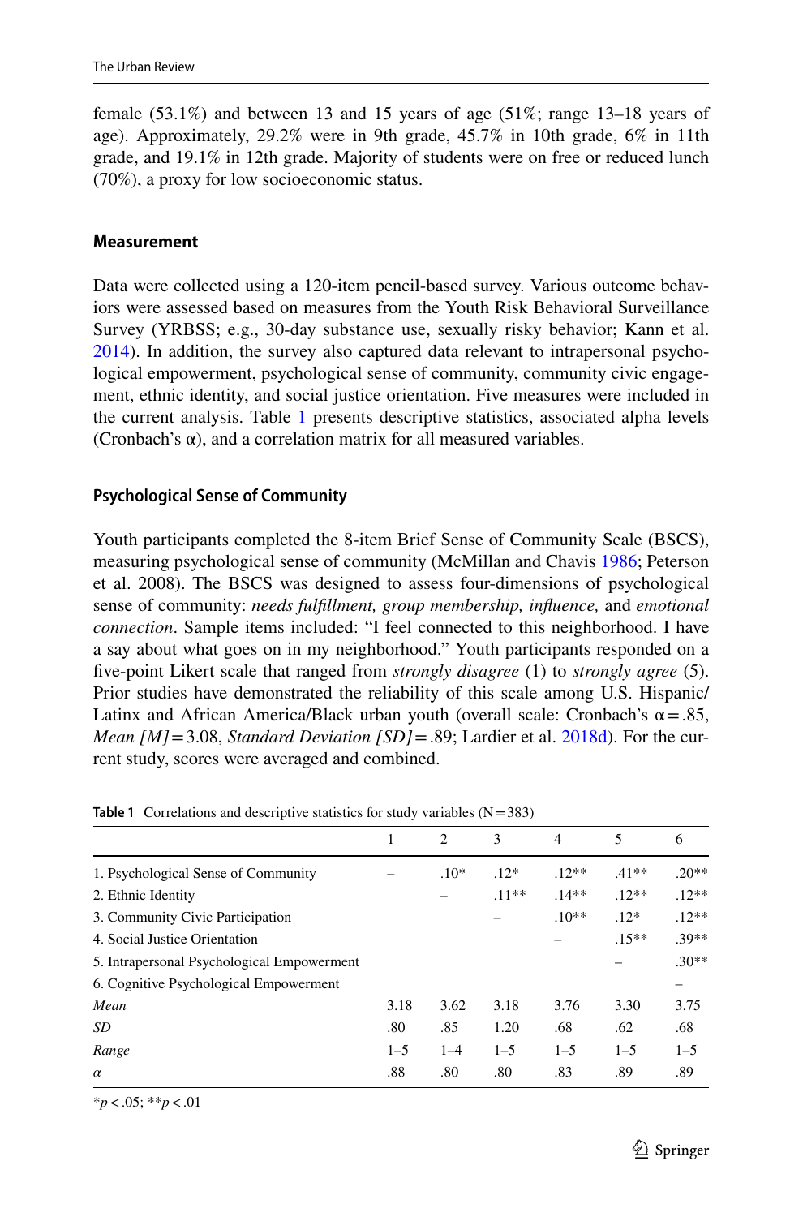female (53.1%) and between 13 and 15 years of age (51%; range 13–18 years of age). Approximately, 29.2% were in 9th grade, 45.7% in 10th grade, 6% in 11th grade, and 19.1% in 12th grade. Majority of students were on free or reduced lunch (70%), a proxy for low socioeconomic status.

### Measurement

Data were collected using a 120-item pencil-based survey. Various outcome behaviors were assessed based on measures from the Youth Risk Behavioral Surveillance Survey (YRBSS; e.g., 30-day substance use, sexually risky behavior; Kann et al. 2014). In addition, the survey also captured data relevant to intrapersonal psychological empowerment, psychological sense of community, community civic engagement, ethnic identity, and social justice orientation. Five measures were included in the current analysis. Table 1 presents descriptive statistics, associated alpha levels (Cronbach's α), and a correlation matrix for all measured variables.

#### Psychological Sense of Community

Youth participants completed the 8-item Brief Sense of Community Scale (BSCS), measuring psychological sense of community (McMillan and Chavis 1986; Peterson et al. 2008). The BSCS was designed to assess four-dimensions of psychological sense of community: *needs fulfillment, group membership, influence,* and *emotional connection*. Sample items included: "I feel connected to this neighborhood. I have a say about what goes on in my neighborhood." Youth participants responded on a five-point Likert scale that ranged from *strongly disagree* (1) to *strongly agree* (5). Prior studies have demonstrated the reliability of this scale among U.S. Hispanic/Latinx and African America/Black urban youth (overall scale: Cronbach's α = .85, *Mean [M]* = 3.08, *Standard Deviation [SD]* = .89; Lardier et al. 2018d). For the current study, scores were averaged and combined.

**Table 1** Correlations and descriptive statistics for study variables (N = 383)

| | 1 | 2 | 3 | 4 | 5 | 6 |
|---|---|---|---|---|---|---|
| 1. Psychological Sense of Community | – | .10* | .12* | .12** | .41** | .20** |
| 2. Ethnic Identity | | – | .11** | .14** | .12** | .12** |
| 3. Community Civic Participation | | | – | .10** | .12* | .12** |
| 4. Social Justice Orientation | | | | – | .15** | .39** |
| 5. Intrapersonal Psychological Empowerment | | | | | – | .30** |
| 6. Cognitive Psychological Empowerment | | | | | | – |
| *Mean* | 3.18 | 3.62 | 3.18 | 3.76 | 3.30 | 3.75 |
| *SD* | .80 | .85 | 1.20 | .68 | .62 | .68 |
| *Range* | 1–5 | 1–4 | 1–5 | 1–5 | 1–5 | 1–5 |
| *α* | .88 | .80 | .80 | .83 | .89 | .89 |

*$p < .05$; **$p < .01$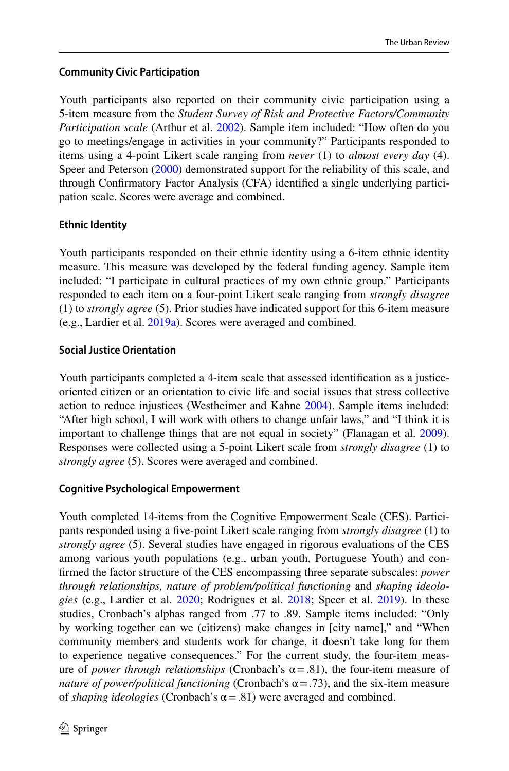### Community Civic Participation

Youth participants also reported on their community civic participation using a 5-item measure from the *Student Survey of Risk and Protective Factors/Community Participation scale* (Arthur et al. 2002). Sample item included: "How often do you go to meetings/engage in activities in your community?" Participants responded to items using a 4-point Likert scale ranging from *never* (1) to *almost every day* (4). Speer and Peterson (2000) demonstrated support for the reliability of this scale, and through Confirmatory Factor Analysis (CFA) identified a single underlying participation scale. Scores were average and combined.

### Ethnic Identity

Youth participants responded on their ethnic identity using a 6-item ethnic identity measure. This measure was developed by the federal funding agency. Sample item included: "I participate in cultural practices of my own ethnic group." Participants responded to each item on a four-point Likert scale ranging from *strongly disagree* (1) to *strongly agree* (5). Prior studies have indicated support for this 6-item measure (e.g., Lardier et al. 2019a). Scores were averaged and combined.

### Social Justice Orientation

Youth participants completed a 4-item scale that assessed identification as a justice-oriented citizen or an orientation to civic life and social issues that stress collective action to reduce injustices (Westheimer and Kahne 2004). Sample items included: "After high school, I will work with others to change unfair laws," and "I think it is important to challenge things that are not equal in society" (Flanagan et al. 2009). Responses were collected using a 5-point Likert scale from *strongly disagree* (1) to *strongly agree* (5). Scores were averaged and combined.

### Cognitive Psychological Empowerment

Youth completed 14-items from the Cognitive Empowerment Scale (CES). Participants responded using a five-point Likert scale ranging from *strongly disagree* (1) to *strongly agree* (5). Several studies have engaged in rigorous evaluations of the CES among various youth populations (e.g., urban youth, Portuguese Youth) and confirmed the factor structure of the CES encompassing three separate subscales: *power through relationships, nature of problem/political functioning* and *shaping ideologies* (e.g., Lardier et al. 2020; Rodrigues et al. 2018; Speer et al. 2019). In these studies, Cronbach's alphas ranged from .77 to .89. Sample items included: "Only by working together can we (citizens) make changes in [city name]," and "When community members and students work for change, it doesn't take long for them to experience negative consequences." For the current study, the four-item measure of *power through relationships* (Cronbach's $\alpha = .81$), the four-item measure of *nature of power/political functioning* (Cronbach's $\alpha = .73$), and the six-item measure of *shaping ideologies* (Cronbach's $\alpha = .81$) were averaged and combined.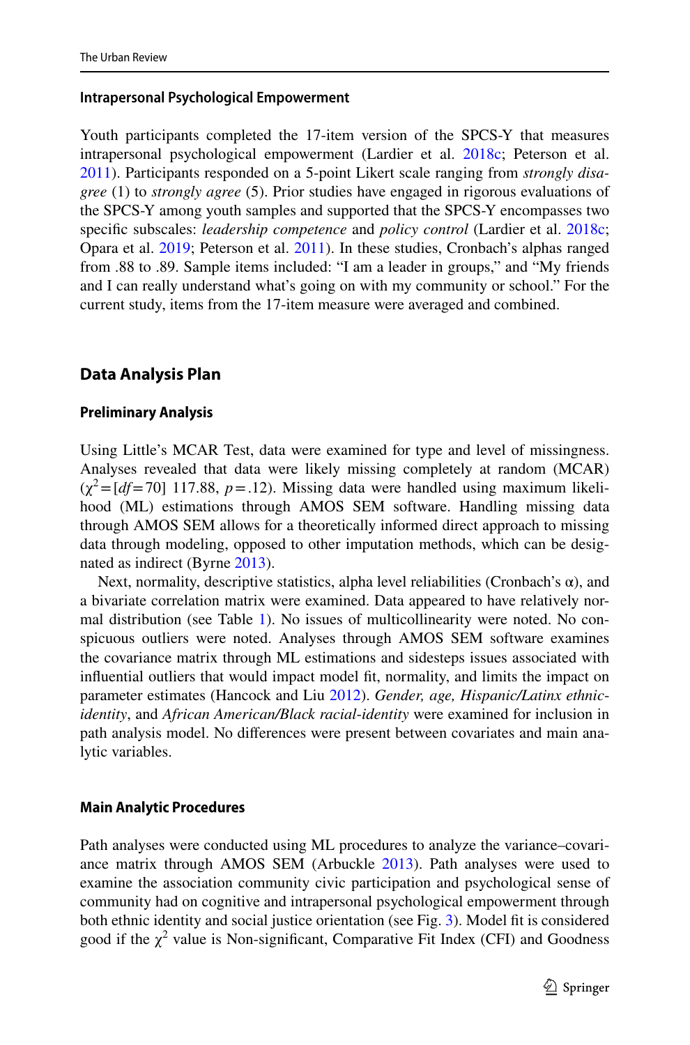#### Intrapersonal Psychological Empowerment

Youth participants completed the 17-item version of the SPCS-Y that measures intrapersonal psychological empowerment (Lardier et al. 2018c; Peterson et al. 2011). Participants responded on a 5-point Likert scale ranging from *strongly disagree* (1) to *strongly agree* (5). Prior studies have engaged in rigorous evaluations of the SPCS-Y among youth samples and supported that the SPCS-Y encompasses two specific subscales: *leadership competence* and *policy control* (Lardier et al. 2018c; Opara et al. 2019; Peterson et al. 2011). In these studies, Cronbach's alphas ranged from .88 to .89. Sample items included: "I am a leader in groups," and "My friends and I can really understand what's going on with my community or school." For the current study, items from the 17-item measure were averaged and combined.

## Data Analysis Plan

#### Preliminary Analysis

Using Little's MCAR Test, data were examined for type and level of missingness. Analyses revealed that data were likely missing completely at random (MCAR) ($\chi^2 = [df = 70]$ 117.88, $p = .12$). Missing data were handled using maximum likelihood (ML) estimations through AMOS SEM software. Handling missing data through AMOS SEM allows for a theoretically informed direct approach to missing data through modeling, opposed to other imputation methods, which can be designated as indirect (Byrne 2013).

Next, normality, descriptive statistics, alpha level reliabilities (Cronbach's α), and a bivariate correlation matrix were examined. Data appeared to have relatively normal distribution (see Table 1). No issues of multicollinearity were noted. No conspicuous outliers were noted. Analyses through AMOS SEM software examines the covariance matrix through ML estimations and sidesteps issues associated with influential outliers that would impact model fit, normality, and limits the impact on parameter estimates (Hancock and Liu 2012). *Gender, age, Hispanic/Latinx ethnic-identity*, and *African American/Black racial-identity* were examined for inclusion in path analysis model. No differences were present between covariates and main analytic variables.

#### Main Analytic Procedures

Path analyses were conducted using ML procedures to analyze the variance–covariance matrix through AMOS SEM (Arbuckle 2013). Path analyses were used to examine the association community civic participation and psychological sense of community had on cognitive and intrapersonal psychological empowerment through both ethnic identity and social justice orientation (see Fig. 3). Model fit is considered good if the $\chi^2$ value is Non-significant, Comparative Fit Index (CFI) and Goodness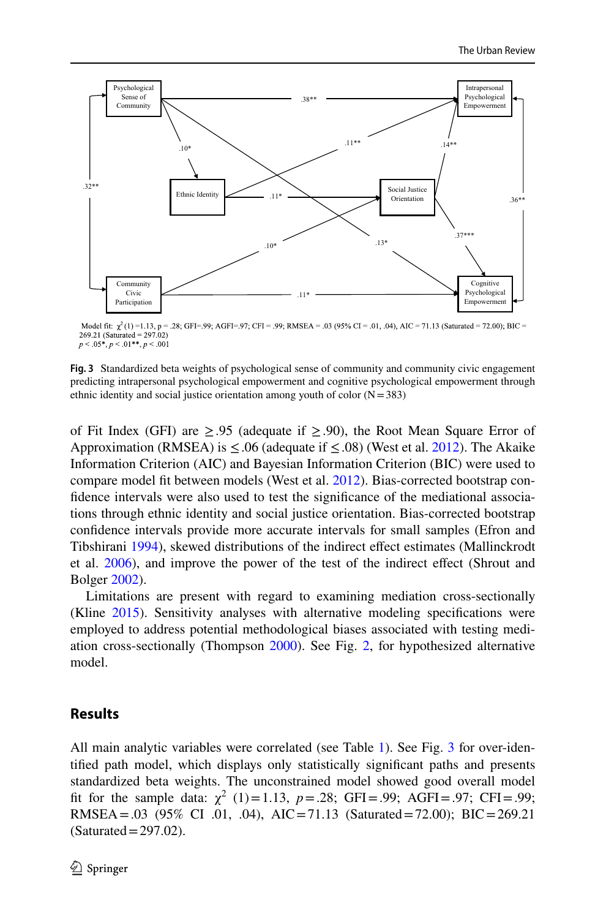Model fit: $\chi^2$ (1) =1.13, p = .28; GFI=.99; AGFI=.97; CFI = .99; RMSEA = .03 (95% CI = .01, .04), AIC = 71.13 (Saturated = 72.00); BIC = 269.21 (Saturated = 297.02)
$p < .05$*, $p < .01$**, $p < .001$

**Fig. 3** Standardized beta weights of psychological sense of community and community civic engagement predicting intrapersonal psychological empowerment and cognitive psychological empowerment through ethnic identity and social justice orientation among youth of color (N = 383)

of Fit Index (GFI) are ≥ .95 (adequate if ≥ .90), the Root Mean Square Error of Approximation (RMSEA) is ≤ .06 (adequate if ≤ .08) (West et al. 2012). The Akaike Information Criterion (AIC) and Bayesian Information Criterion (BIC) were used to compare model fit between models (West et al. 2012). Bias-corrected bootstrap confidence intervals were also used to test the significance of the mediational associations through ethnic identity and social justice orientation. Bias-corrected bootstrap confidence intervals provide more accurate intervals for small samples (Efron and Tibshirani 1994), skewed distributions of the indirect effect estimates (Mallinckrodt et al. 2006), and improve the power of the test of the indirect effect (Shrout and Bolger 2002).

Limitations are present with regard to examining mediation cross-sectionally (Kline 2015). Sensitivity analyses with alternative modeling specifications were employed to address potential methodological biases associated with testing mediation cross-sectionally (Thompson 2000). See Fig. 2, for hypothesized alternative model.

## Results

All main analytic variables were correlated (see Table 1). See Fig. 3 for over-identified path model, which displays only statistically significant paths and presents standardized beta weights. The unconstrained model showed good overall model fit for the sample data: $\chi^2$ (1) = 1.13, $p$ = .28; GFI = .99; AGFI = .97; CFI = .99; RMSEA = .03 (95% CI .01, .04), AIC = 71.13 (Saturated = 72.00); BIC = 269.21 (Saturated = 297.02).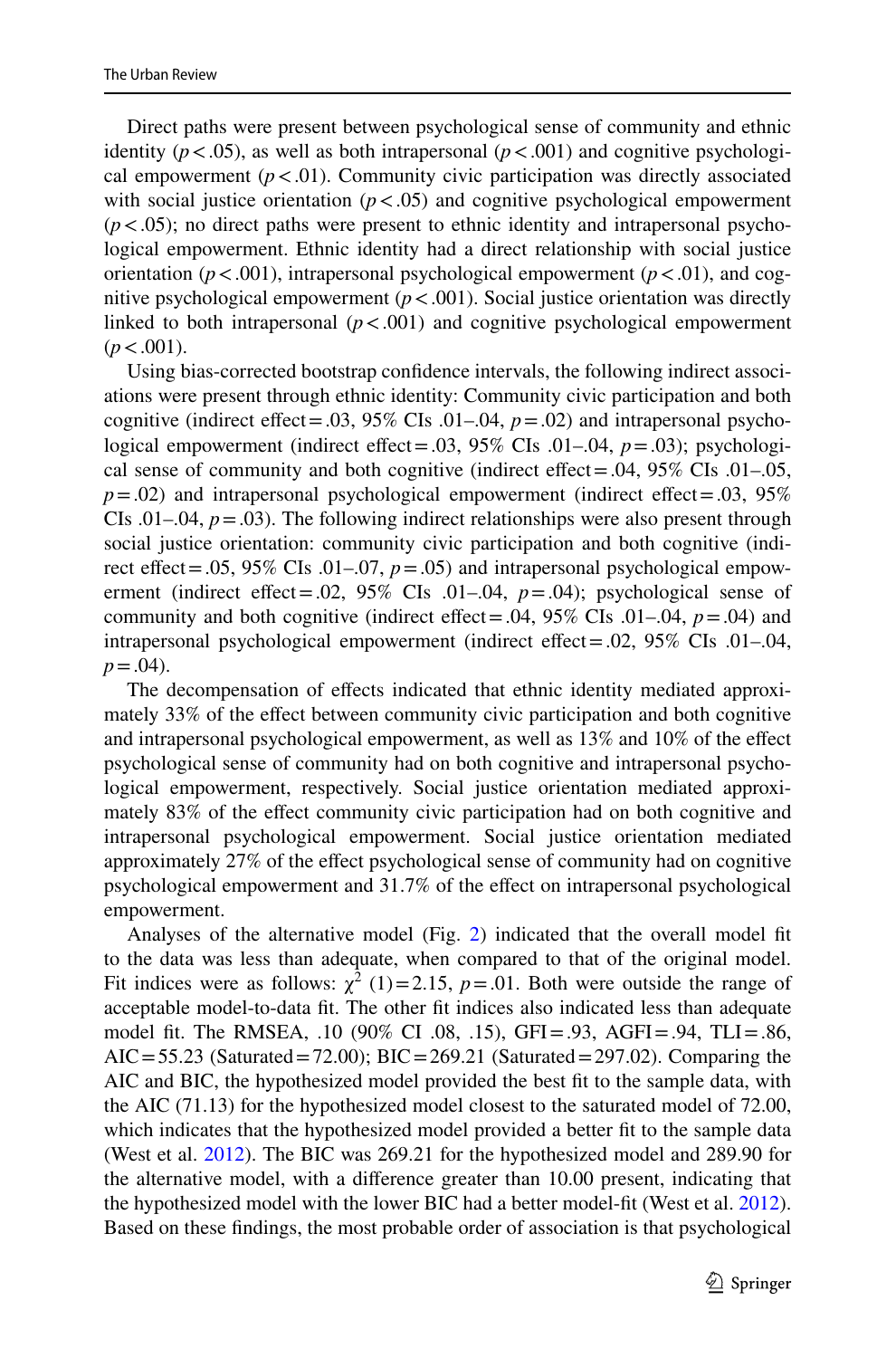Direct paths were present between psychological sense of community and ethnic identity ($p < .05$), as well as both intrapersonal ($p < .001$) and cognitive psychological empowerment ($p < .01$). Community civic participation was directly associated with social justice orientation ($p < .05$) and cognitive psychological empowerment ($p < .05$); no direct paths were present to ethnic identity and intrapersonal psychological empowerment. Ethnic identity had a direct relationship with social justice orientation ($p < .001$), intrapersonal psychological empowerment ($p < .01$), and cognitive psychological empowerment ($p < .001$). Social justice orientation was directly linked to both intrapersonal ($p < .001$) and cognitive psychological empowerment ($p < .001$).

Using bias-corrected bootstrap confidence intervals, the following indirect associations were present through ethnic identity: Community civic participation and both cognitive (indirect effect = .03, 95% CIs .01–.04, $p = .02$) and intrapersonal psychological empowerment (indirect effect = .03, 95% CIs .01–.04, $p = .03$); psychological sense of community and both cognitive (indirect effect = .04, 95% CIs .01–.05, $p = .02$) and intrapersonal psychological empowerment (indirect effect = .03, 95% CIs .01–.04, $p = .03$). The following indirect relationships were also present through social justice orientation: community civic participation and both cognitive (indirect effect = .05, 95% CIs .01–.07, $p = .05$) and intrapersonal psychological empowerment (indirect effect = .02, 95% CIs .01–.04, $p = .04$); psychological sense of community and both cognitive (indirect effect = .04, 95% CIs .01–.04, $p = .04$) and intrapersonal psychological empowerment (indirect effect = .02, 95% CIs .01–.04, $p = .04$).

The decompensation of effects indicated that ethnic identity mediated approximately 33% of the effect between community civic participation and both cognitive and intrapersonal psychological empowerment, as well as 13% and 10% of the effect psychological sense of community had on both cognitive and intrapersonal psychological empowerment, respectively. Social justice orientation mediated approximately 83% of the effect community civic participation had on both cognitive and intrapersonal psychological empowerment. Social justice orientation mediated approximately 27% of the effect psychological sense of community had on cognitive psychological empowerment and 31.7% of the effect on intrapersonal psychological empowerment.

Analyses of the alternative model (Fig. 2) indicated that the overall model fit to the data was less than adequate, when compared to that of the original model. Fit indices were as follows: $\chi^2$ (1) = 2.15, $p = .01$. Both were outside the range of acceptable model-to-data fit. The other fit indices also indicated less than adequate model fit. The RMSEA, .10 (90% CI .08, .15), GFI = .93, AGFI = .94, TLI = .86, AIC = 55.23 (Saturated = 72.00); BIC = 269.21 (Saturated = 297.02). Comparing the AIC and BIC, the hypothesized model provided the best fit to the sample data, with the AIC (71.13) for the hypothesized model closest to the saturated model of 72.00, which indicates that the hypothesized model provided a better fit to the sample data (West et al. 2012). The BIC was 269.21 for the hypothesized model and 289.90 for the alternative model, with a difference greater than 10.00 present, indicating that the hypothesized model with the lower BIC had a better model-fit (West et al. 2012). Based on these findings, the most probable order of association is that psychological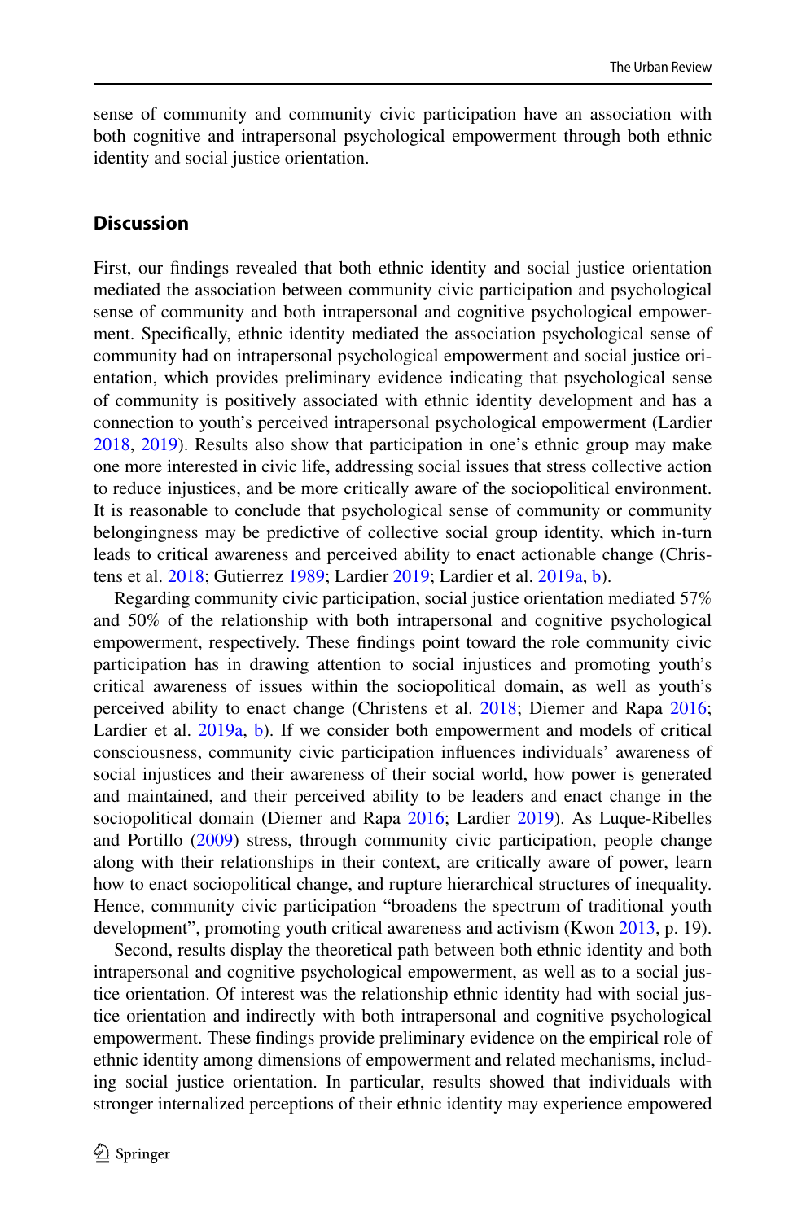sense of community and community civic participation have an association with both cognitive and intrapersonal psychological empowerment through both ethnic identity and social justice orientation.

## Discussion

First, our findings revealed that both ethnic identity and social justice orientation mediated the association between community civic participation and psychological sense of community and both intrapersonal and cognitive psychological empowerment. Specifically, ethnic identity mediated the association psychological sense of community had on intrapersonal psychological empowerment and social justice orientation, which provides preliminary evidence indicating that psychological sense of community is positively associated with ethnic identity development and has a connection to youth's perceived intrapersonal psychological empowerment (Lardier 2018, 2019). Results also show that participation in one's ethnic group may make one more interested in civic life, addressing social issues that stress collective action to reduce injustices, and be more critically aware of the sociopolitical environment. It is reasonable to conclude that psychological sense of community or community belongingness may be predictive of collective social group identity, which in-turn leads to critical awareness and perceived ability to enact actionable change (Christens et al. 2018; Gutierrez 1989; Lardier 2019; Lardier et al. 2019a, b).

Regarding community civic participation, social justice orientation mediated 57% and 50% of the relationship with both intrapersonal and cognitive psychological empowerment, respectively. These findings point toward the role community civic participation has in drawing attention to social injustices and promoting youth's critical awareness of issues within the sociopolitical domain, as well as youth's perceived ability to enact change (Christens et al. 2018; Diemer and Rapa 2016; Lardier et al. 2019a, b). If we consider both empowerment and models of critical consciousness, community civic participation influences individuals' awareness of social injustices and their awareness of their social world, how power is generated and maintained, and their perceived ability to be leaders and enact change in the sociopolitical domain (Diemer and Rapa 2016; Lardier 2019). As Luque-Ribelles and Portillo (2009) stress, through community civic participation, people change along with their relationships in their context, are critically aware of power, learn how to enact sociopolitical change, and rupture hierarchical structures of inequality. Hence, community civic participation "broadens the spectrum of traditional youth development", promoting youth critical awareness and activism (Kwon 2013, p. 19).

Second, results display the theoretical path between both ethnic identity and both intrapersonal and cognitive psychological empowerment, as well as to a social justice orientation. Of interest was the relationship ethnic identity had with social justice orientation and indirectly with both intrapersonal and cognitive psychological empowerment. These findings provide preliminary evidence on the empirical role of ethnic identity among dimensions of empowerment and related mechanisms, including social justice orientation. In particular, results showed that individuals with stronger internalized perceptions of their ethnic identity may experience empowered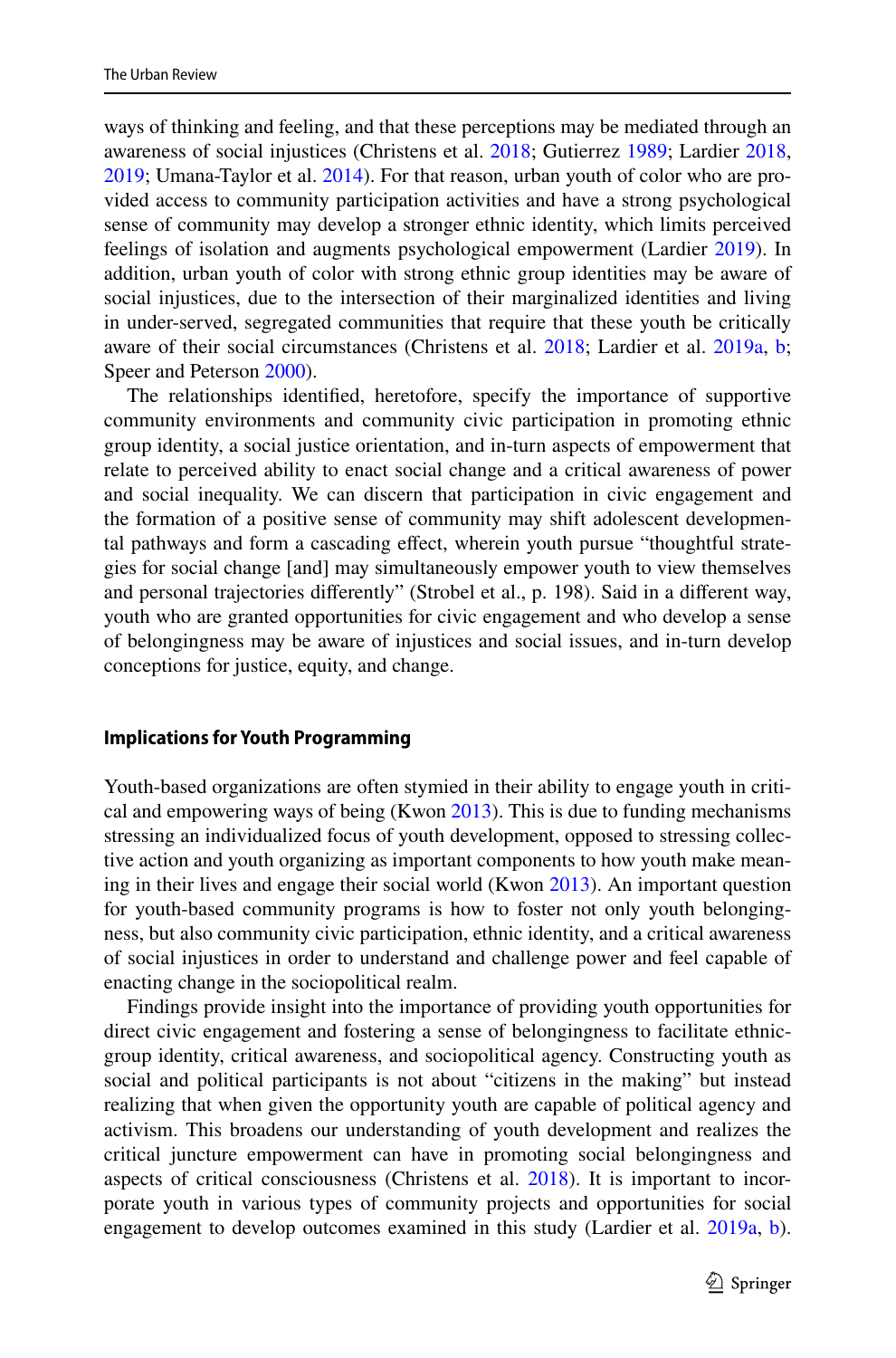ways of thinking and feeling, and that these perceptions may be mediated through an awareness of social injustices (Christens et al. 2018; Gutierrez 1989; Lardier 2018, 2019; Umana-Taylor et al. 2014). For that reason, urban youth of color who are provided access to community participation activities and have a strong psychological sense of community may develop a stronger ethnic identity, which limits perceived feelings of isolation and augments psychological empowerment (Lardier 2019). In addition, urban youth of color with strong ethnic group identities may be aware of social injustices, due to the intersection of their marginalized identities and living in under-served, segregated communities that require that these youth be critically aware of their social circumstances (Christens et al. 2018; Lardier et al. 2019a, b; Speer and Peterson 2000).

The relationships identified, heretofore, specify the importance of supportive community environments and community civic participation in promoting ethnic group identity, a social justice orientation, and in-turn aspects of empowerment that relate to perceived ability to enact social change and a critical awareness of power and social inequality. We can discern that participation in civic engagement and the formation of a positive sense of community may shift adolescent developmental pathways and form a cascading effect, wherein youth pursue "thoughtful strategies for social change [and] may simultaneously empower youth to view themselves and personal trajectories differently" (Strobel et al., p. 198). Said in a different way, youth who are granted opportunities for civic engagement and who develop a sense of belongingness may be aware of injustices and social issues, and in-turn develop conceptions for justice, equity, and change.

### Implications for Youth Programming

Youth-based organizations are often stymied in their ability to engage youth in critical and empowering ways of being (Kwon 2013). This is due to funding mechanisms stressing an individualized focus of youth development, opposed to stressing collective action and youth organizing as important components to how youth make meaning in their lives and engage their social world (Kwon 2013). An important question for youth-based community programs is how to foster not only youth belongingness, but also community civic participation, ethnic identity, and a critical awareness of social injustices in order to understand and challenge power and feel capable of enacting change in the sociopolitical realm.

Findings provide insight into the importance of providing youth opportunities for direct civic engagement and fostering a sense of belongingness to facilitate ethnic-group identity, critical awareness, and sociopolitical agency. Constructing youth as social and political participants is not about "citizens in the making" but instead realizing that when given the opportunity youth are capable of political agency and activism. This broadens our understanding of youth development and realizes the critical juncture empowerment can have in promoting social belongingness and aspects of critical consciousness (Christens et al. 2018). It is important to incorporate youth in various types of community projects and opportunities for social engagement to develop outcomes examined in this study (Lardier et al. 2019a, b).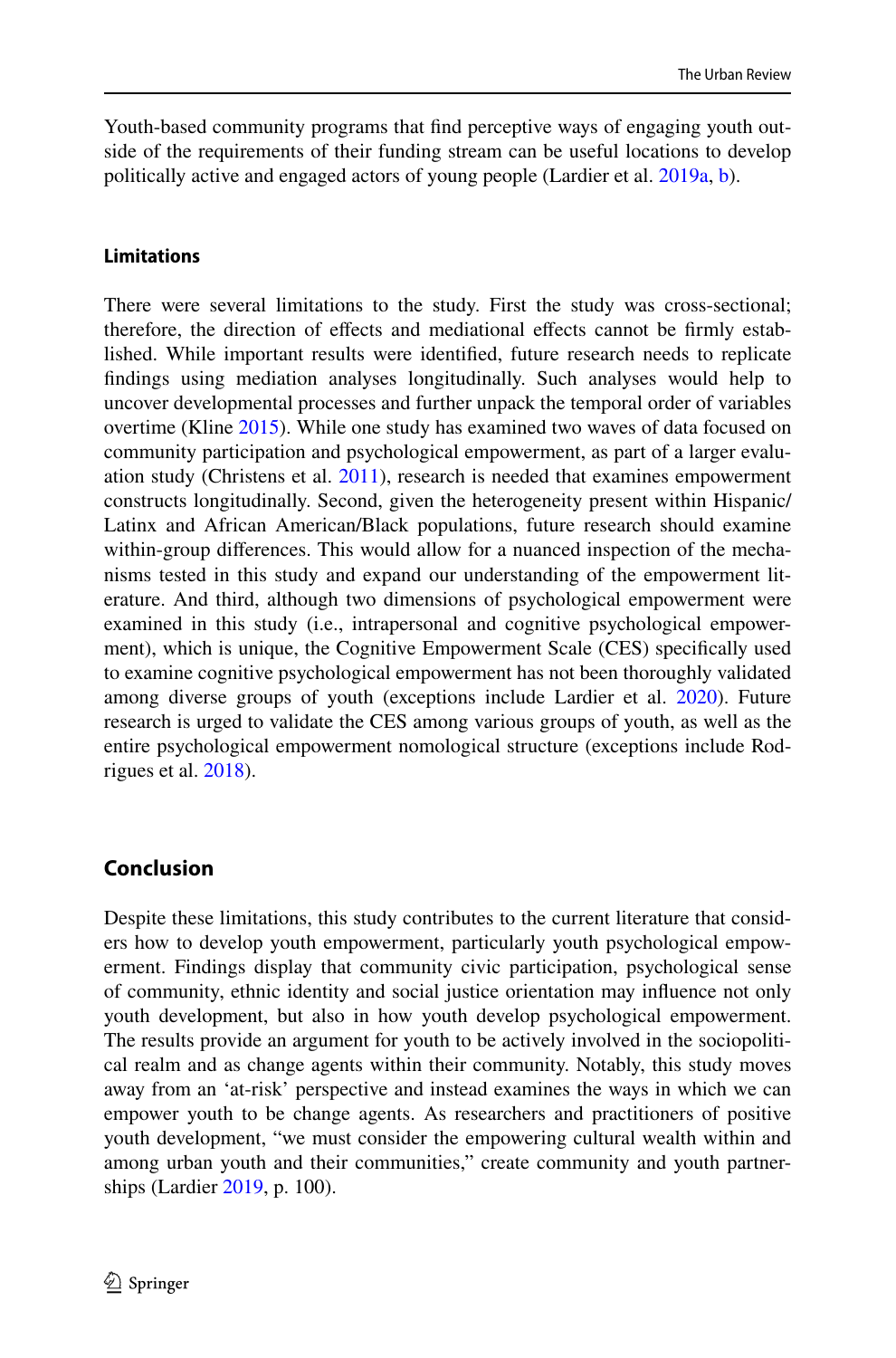Youth-based community programs that find perceptive ways of engaging youth outside of the requirements of their funding stream can be useful locations to develop politically active and engaged actors of young people (Lardier et al. 2019a, b).

### Limitations

There were several limitations to the study. First the study was cross-sectional; therefore, the direction of effects and mediational effects cannot be firmly established. While important results were identified, future research needs to replicate findings using mediation analyses longitudinally. Such analyses would help to uncover developmental processes and further unpack the temporal order of variables overtime (Kline 2015). While one study has examined two waves of data focused on community participation and psychological empowerment, as part of a larger evaluation study (Christens et al. 2011), research is needed that examines empowerment constructs longitudinally. Second, given the heterogeneity present within Hispanic/Latinx and African American/Black populations, future research should examine within-group differences. This would allow for a nuanced inspection of the mechanisms tested in this study and expand our understanding of the empowerment literature. And third, although two dimensions of psychological empowerment were examined in this study (i.e., intrapersonal and cognitive psychological empowerment), which is unique, the Cognitive Empowerment Scale (CES) specifically used to examine cognitive psychological empowerment has not been thoroughly validated among diverse groups of youth (exceptions include Lardier et al. 2020). Future research is urged to validate the CES among various groups of youth, as well as the entire psychological empowerment nomological structure (exceptions include Rodrigues et al. 2018).

## Conclusion

Despite these limitations, this study contributes to the current literature that considers how to develop youth empowerment, particularly youth psychological empowerment. Findings display that community civic participation, psychological sense of community, ethnic identity and social justice orientation may influence not only youth development, but also in how youth develop psychological empowerment. The results provide an argument for youth to be actively involved in the sociopolitical realm and as change agents within their community. Notably, this study moves away from an 'at-risk' perspective and instead examines the ways in which we can empower youth to be change agents. As researchers and practitioners of positive youth development, "we must consider the empowering cultural wealth within and among urban youth and their communities," create community and youth partnerships (Lardier 2019, p. 100).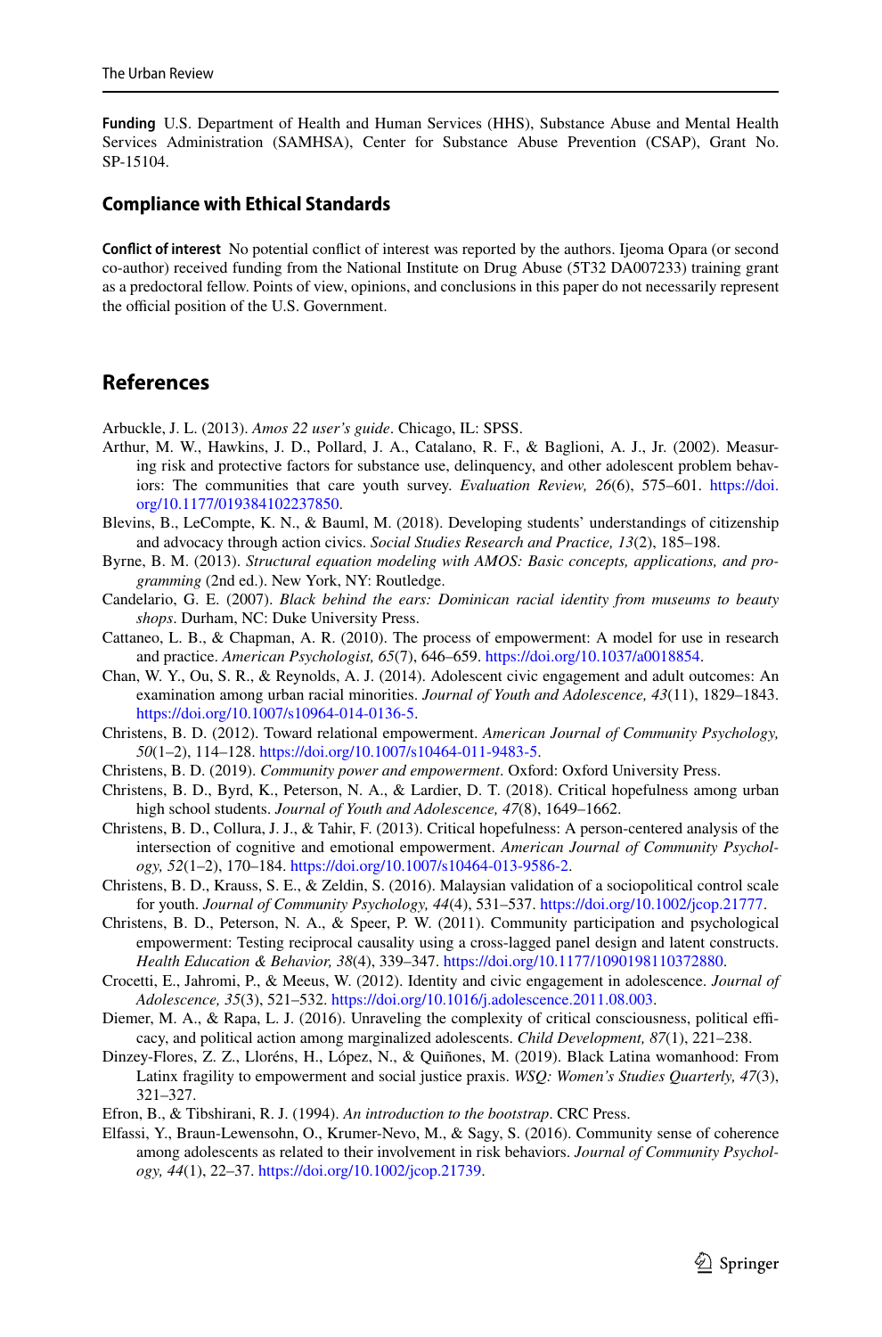**Funding** U.S. Department of Health and Human Services (HHS), Substance Abuse and Mental Health Services Administration (SAMHSA), Center for Substance Abuse Prevention (CSAP), Grant No. SP-15104.

## Compliance with Ethical Standards

**Conflict of interest** No potential conflict of interest was reported by the authors. Ijeoma Opara (or second co-author) received funding from the National Institute on Drug Abuse (5T32 DA007233) training grant as a predoctoral fellow. Points of view, opinions, and conclusions in this paper do not necessarily represent the official position of the U.S. Government.

## References

Arbuckle, J. L. (2013). *Amos 22 user's guide*. Chicago, IL: SPSS.

Arthur, M. W., Hawkins, J. D., Pollard, J. A., Catalano, R. F., & Baglioni, A. J., Jr. (2002). Measuring risk and protective factors for substance use, delinquency, and other adolescent problem behaviors: The communities that care youth survey. *Evaluation Review, 26*(6), 575–601. https://doi.org/10.1177/019384102237850.

Blevins, B., LeCompte, K. N., & Bauml, M. (2018). Developing students' understandings of citizenship and advocacy through action civics. *Social Studies Research and Practice, 13*(2), 185–198.

Byrne, B. M. (2013). *Structural equation modeling with AMOS: Basic concepts, applications, and programming* (2nd ed.). New York, NY: Routledge.

Candelario, G. E. (2007). *Black behind the ears: Dominican racial identity from museums to beauty shops*. Durham, NC: Duke University Press.

Cattaneo, L. B., & Chapman, A. R. (2010). The process of empowerment: A model for use in research and practice. *American Psychologist, 65*(7), 646–659. https://doi.org/10.1037/a0018854.

Chan, W. Y., Ou, S. R., & Reynolds, A. J. (2014). Adolescent civic engagement and adult outcomes: An examination among urban racial minorities. *Journal of Youth and Adolescence, 43*(11), 1829–1843. https://doi.org/10.1007/s10964-014-0136-5.

Christens, B. D. (2012). Toward relational empowerment. *American Journal of Community Psychology, 50*(1–2), 114–128. https://doi.org/10.1007/s10464-011-9483-5.

Christens, B. D. (2019). *Community power and empowerment*. Oxford: Oxford University Press.

Christens, B. D., Byrd, K., Peterson, N. A., & Lardier, D. T. (2018). Critical hopefulness among urban high school students. *Journal of Youth and Adolescence, 47*(8), 1649–1662.

Christens, B. D., Collura, J. J., & Tahir, F. (2013). Critical hopefulness: A person-centered analysis of the intersection of cognitive and emotional empowerment. *American Journal of Community Psychology, 52*(1–2), 170–184. https://doi.org/10.1007/s10464-013-9586-2.

Christens, B. D., Krauss, S. E., & Zeldin, S. (2016). Malaysian validation of a sociopolitical control scale for youth. *Journal of Community Psychology, 44*(4), 531–537. https://doi.org/10.1002/jcop.21777.

Christens, B. D., Peterson, N. A., & Speer, P. W. (2011). Community participation and psychological empowerment: Testing reciprocal causality using a cross-lagged panel design and latent constructs. *Health Education & Behavior, 38*(4), 339–347. https://doi.org/10.1177/1090198110372880.

Crocetti, E., Jahromi, P., & Meeus, W. (2012). Identity and civic engagement in adolescence. *Journal of Adolescence, 35*(3), 521–532. https://doi.org/10.1016/j.adolescence.2011.08.003.

Diemer, M. A., & Rapa, L. J. (2016). Unraveling the complexity of critical consciousness, political efficacy, and political action among marginalized adolescents. *Child Development, 87*(1), 221–238.

Dinzey-Flores, Z. Z., Lloréns, H., López, N., & Quiñones, M. (2019). Black Latina womanhood: From Latinx fragility to empowerment and social justice praxis. *WSQ: Women's Studies Quarterly, 47*(3), 321–327.

Efron, B., & Tibshirani, R. J. (1994). *An introduction to the bootstrap*. CRC Press.

Elfassi, Y., Braun-Lewensohn, O., Krumer-Nevo, M., & Sagy, S. (2016). Community sense of coherence among adolescents as related to their involvement in risk behaviors. *Journal of Community Psychology, 44*(1), 22–37. https://doi.org/10.1002/jcop.21739.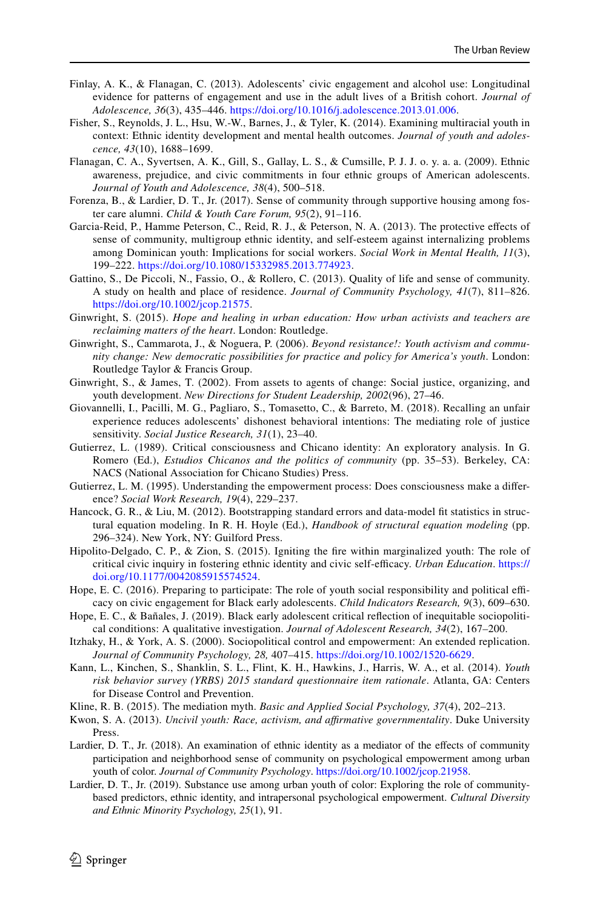Finlay, A. K., & Flanagan, C. (2013). Adolescents' civic engagement and alcohol use: Longitudinal evidence for patterns of engagement and use in the adult lives of a British cohort. *Journal of Adolescence, 36*(3), 435–446. https://doi.org/10.1016/j.adolescence.2013.01.006.

Fisher, S., Reynolds, J. L., Hsu, W.-W., Barnes, J., & Tyler, K. (2014). Examining multiracial youth in context: Ethnic identity development and mental health outcomes. *Journal of youth and adolescence, 43*(10), 1688–1699.

Flanagan, C. A., Syvertsen, A. K., Gill, S., Gallay, L. S., & Cumsille, P. J. J. o. y. a. a. (2009). Ethnic awareness, prejudice, and civic commitments in four ethnic groups of American adolescents. *Journal of Youth and Adolescence, 38*(4), 500–518.

Forenza, B., & Lardier, D. T., Jr. (2017). Sense of community through supportive housing among foster care alumni. *Child & Youth Care Forum, 95*(2), 91–116.

Garcia-Reid, P., Hamme Peterson, C., Reid, R. J., & Peterson, N. A. (2013). The protective effects of sense of community, multigroup ethnic identity, and self-esteem against internalizing problems among Dominican youth: Implications for social workers. *Social Work in Mental Health, 11*(3), 199–222. https://doi.org/10.1080/15332985.2013.774923.

Gattino, S., De Piccoli, N., Fassio, O., & Rollero, C. (2013). Quality of life and sense of community. A study on health and place of residence. *Journal of Community Psychology, 41*(7), 811–826. https://doi.org/10.1002/jcop.21575.

Ginwright, S. (2015). *Hope and healing in urban education: How urban activists and teachers are reclaiming matters of the heart*. London: Routledge.

Ginwright, S., Cammarota, J., & Noguera, P. (2006). *Beyond resistance!: Youth activism and community change: New democratic possibilities for practice and policy for America's youth*. London: Routledge Taylor & Francis Group.

Ginwright, S., & James, T. (2002). From assets to agents of change: Social justice, organizing, and youth development. *New Directions for Student Leadership, 2002*(96), 27–46.

Giovannelli, I., Pacilli, M. G., Pagliaro, S., Tomasetto, C., & Barreto, M. (2018). Recalling an unfair experience reduces adolescents' dishonest behavioral intentions: The mediating role of justice sensitivity. *Social Justice Research, 31*(1), 23–40.

Gutierrez, L. (1989). Critical consciousness and Chicano identity: An exploratory analysis. In G. Romero (Ed.), *Estudios Chicanos and the politics of community* (pp. 35–53). Berkeley, CA: NACS (National Association for Chicano Studies) Press.

Gutierrez, L. M. (1995). Understanding the empowerment process: Does consciousness make a difference? *Social Work Research, 19*(4), 229–237.

Hancock, G. R., & Liu, M. (2012). Bootstrapping standard errors and data-model fit statistics in structural equation modeling. In R. H. Hoyle (Ed.), *Handbook of structural equation modeling* (pp. 296–324). New York, NY: Guilford Press.

Hipolito-Delgado, C. P., & Zion, S. (2015). Igniting the fire within marginalized youth: The role of critical civic inquiry in fostering ethnic identity and civic self-efficacy. *Urban Education*. https://doi.org/10.1177/0042085915574524.

Hope, E. C. (2016). Preparing to participate: The role of youth social responsibility and political efficacy on civic engagement for Black early adolescents. *Child Indicators Research, 9*(3), 609–630.

Hope, E. C., & Bañales, J. (2019). Black early adolescent critical reflection of inequitable sociopolitical conditions: A qualitative investigation. *Journal of Adolescent Research, 34*(2), 167–200.

Itzhaky, H., & York, A. S. (2000). Sociopolitical control and empowerment: An extended replication. *Journal of Community Psychology, 28,* 407–415. https://doi.org/10.1002/1520-6629.

Kann, L., Kinchen, S., Shanklin, S. L., Flint, K. H., Hawkins, J., Harris, W. A., et al. (2014). *Youth risk behavior survey (YRBS) 2015 standard questionnaire item rationale*. Atlanta, GA: Centers for Disease Control and Prevention.

Kline, R. B. (2015). The mediation myth. *Basic and Applied Social Psychology, 37*(4), 202–213.

Kwon, S. A. (2013). *Uncivil youth: Race, activism, and affirmative governmentality*. Duke University Press.

Lardier, D. T., Jr. (2018). An examination of ethnic identity as a mediator of the effects of community participation and neighborhood sense of community on psychological empowerment among urban youth of color. *Journal of Community Psychology*. https://doi.org/10.1002/jcop.21958.

Lardier, D. T., Jr. (2019). Substance use among urban youth of color: Exploring the role of community-based predictors, ethnic identity, and intrapersonal psychological empowerment. *Cultural Diversity and Ethnic Minority Psychology, 25*(1), 91.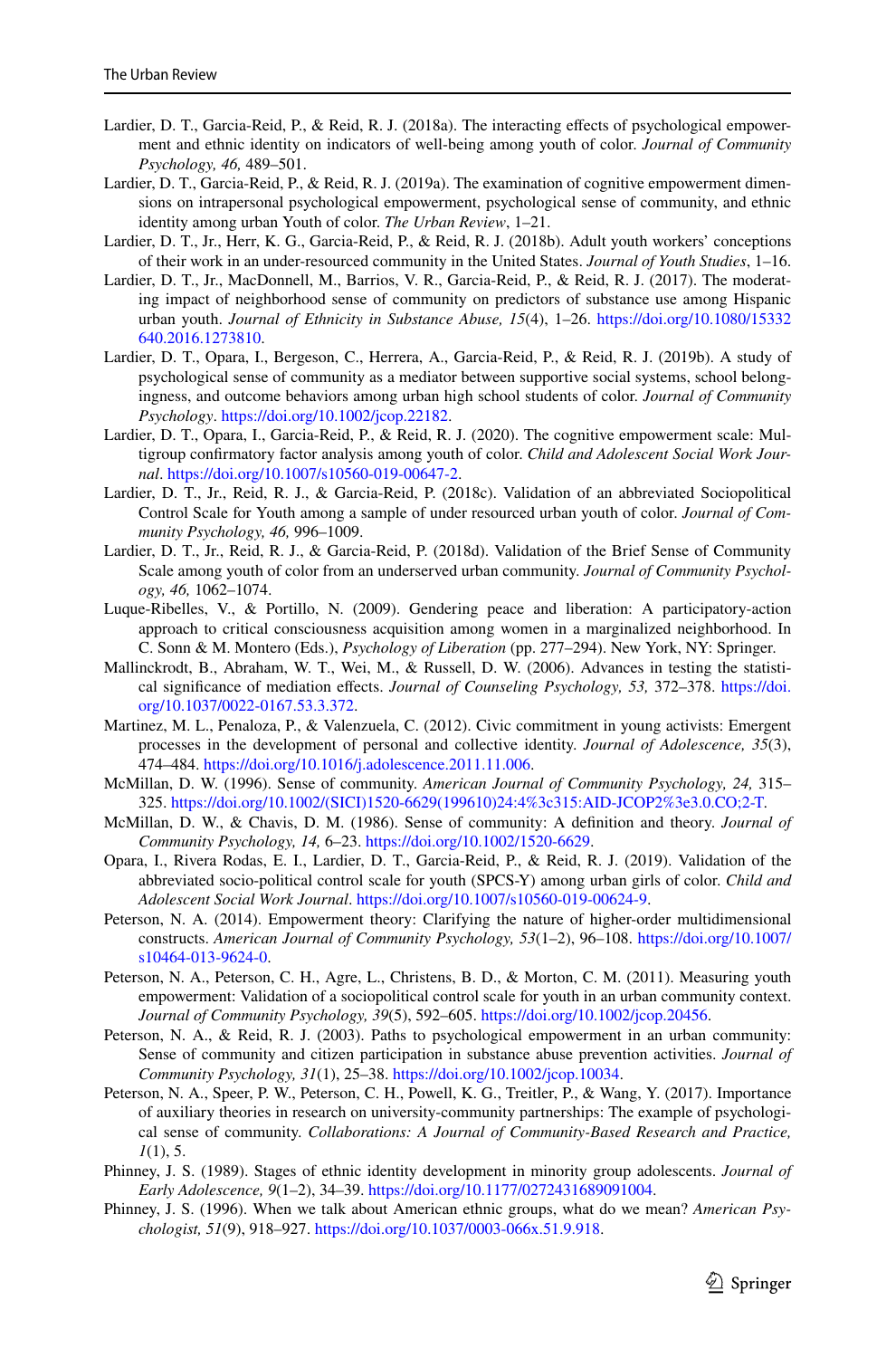Lardier, D. T., Garcia-Reid, P., & Reid, R. J. (2018a). The interacting effects of psychological empowerment and ethnic identity on indicators of well-being among youth of color. *Journal of Community Psychology, 46,* 489–501.

Lardier, D. T., Garcia-Reid, P., & Reid, R. J. (2019a). The examination of cognitive empowerment dimensions on intrapersonal psychological empowerment, psychological sense of community, and ethnic identity among urban Youth of color. *The Urban Review*, 1–21.

Lardier, D. T., Jr., Herr, K. G., Garcia-Reid, P., & Reid, R. J. (2018b). Adult youth workers' conceptions of their work in an under-resourced community in the United States. *Journal of Youth Studies*, 1–16.

Lardier, D. T., Jr., MacDonnell, M., Barrios, V. R., Garcia-Reid, P., & Reid, R. J. (2017). The moderating impact of neighborhood sense of community on predictors of substance use among Hispanic urban youth. *Journal of Ethnicity in Substance Abuse, 15*(4), 1–26. https://doi.org/10.1080/15332640.2016.1273810.

Lardier, D. T., Opara, I., Bergeson, C., Herrera, A., Garcia-Reid, P., & Reid, R. J. (2019b). A study of psychological sense of community as a mediator between supportive social systems, school belongingness, and outcome behaviors among urban high school students of color. *Journal of Community Psychology*. https://doi.org/10.1002/jcop.22182.

Lardier, D. T., Opara, I., Garcia-Reid, P., & Reid, R. J. (2020). The cognitive empowerment scale: Multigroup confirmatory factor analysis among youth of color. *Child and Adolescent Social Work Journal*. https://doi.org/10.1007/s10560-019-00647-2.

Lardier, D. T., Jr., Reid, R. J., & Garcia-Reid, P. (2018c). Validation of an abbreviated Sociopolitical Control Scale for Youth among a sample of under resourced urban youth of color. *Journal of Community Psychology, 46,* 996–1009.

Lardier, D. T., Jr., Reid, R. J., & Garcia-Reid, P. (2018d). Validation of the Brief Sense of Community Scale among youth of color from an underserved urban community. *Journal of Community Psychology, 46,* 1062–1074.

Luque-Ribelles, V., & Portillo, N. (2009). Gendering peace and liberation: A participatory-action approach to critical consciousness acquisition among women in a marginalized neighborhood. In C. Sonn & M. Montero (Eds.), *Psychology of Liberation* (pp. 277–294). New York, NY: Springer.

Mallinckrodt, B., Abraham, W. T., Wei, M., & Russell, D. W. (2006). Advances in testing the statistical significance of mediation effects. *Journal of Counseling Psychology, 53,* 372–378. https://doi.org/10.1037/0022-0167.53.3.372.

Martinez, M. L., Penaloza, P., & Valenzuela, C. (2012). Civic commitment in young activists: Emergent processes in the development of personal and collective identity. *Journal of Adolescence, 35*(3), 474–484. https://doi.org/10.1016/j.adolescence.2011.11.006.

McMillan, D. W. (1996). Sense of community. *American Journal of Community Psychology, 24,* 315–325. https://doi.org/10.1002/(SICI)1520-6629(199610)24:4%3c315:AID-JCOP2%3e3.0.CO;2-T.

McMillan, D. W., & Chavis, D. M. (1986). Sense of community: A definition and theory. *Journal of Community Psychology, 14,* 6–23. https://doi.org/10.1002/1520-6629.

Opara, I., Rivera Rodas, E. I., Lardier, D. T., Garcia-Reid, P., & Reid, R. J. (2019). Validation of the abbreviated socio-political control scale for youth (SPCS-Y) among urban girls of color. *Child and Adolescent Social Work Journal*. https://doi.org/10.1007/s10560-019-00624-9.

Peterson, N. A. (2014). Empowerment theory: Clarifying the nature of higher-order multidimensional constructs. *American Journal of Community Psychology, 53*(1–2), 96–108. https://doi.org/10.1007/s10464-013-9624-0.

Peterson, N. A., Peterson, C. H., Agre, L., Christens, B. D., & Morton, C. M. (2011). Measuring youth empowerment: Validation of a sociopolitical control scale for youth in an urban community context. *Journal of Community Psychology, 39*(5), 592–605. https://doi.org/10.1002/jcop.20456.

Peterson, N. A., & Reid, R. J. (2003). Paths to psychological empowerment in an urban community: Sense of community and citizen participation in substance abuse prevention activities. *Journal of Community Psychology, 31*(1), 25–38. https://doi.org/10.1002/jcop.10034.

Peterson, N. A., Speer, P. W., Peterson, C. H., Powell, K. G., Treitler, P., & Wang, Y. (2017). Importance of auxiliary theories in research on university-community partnerships: The example of psychological sense of community. *Collaborations: A Journal of Community-Based Research and Practice, 1*(1), 5.

Phinney, J. S. (1989). Stages of ethnic identity development in minority group adolescents. *Journal of Early Adolescence, 9*(1–2), 34–39. https://doi.org/10.1177/0272431689091004.

Phinney, J. S. (1996). When we talk about American ethnic groups, what do we mean? *American Psychologist, 51*(9), 918–927. https://doi.org/10.1037/0003-066x.51.9.918.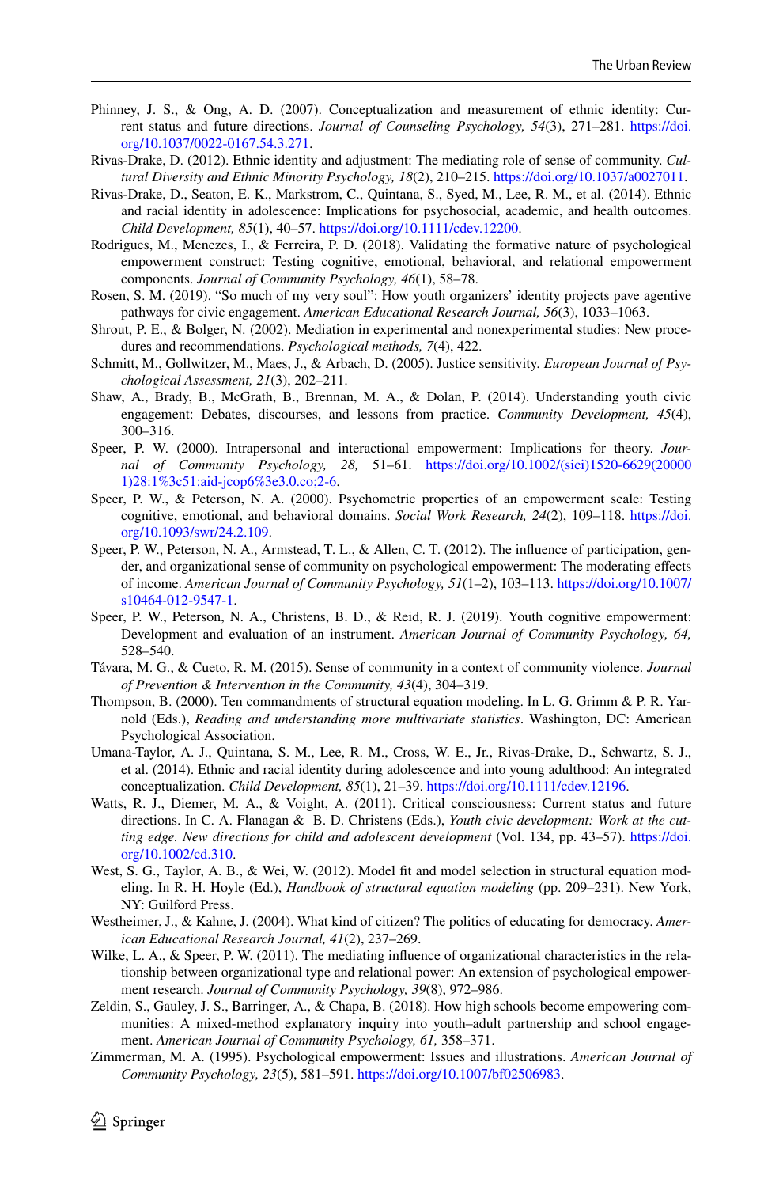Phinney, J. S., & Ong, A. D. (2007). Conceptualization and measurement of ethnic identity: Current status and future directions. *Journal of Counseling Psychology, 54*(3), 271–281. https://doi.org/10.1037/0022-0167.54.3.271.

Rivas-Drake, D. (2012). Ethnic identity and adjustment: The mediating role of sense of community. *Cultural Diversity and Ethnic Minority Psychology, 18*(2), 210–215. https://doi.org/10.1037/a0027011.

Rivas-Drake, D., Seaton, E. K., Markstrom, C., Quintana, S., Syed, M., Lee, R. M., et al. (2014). Ethnic and racial identity in adolescence: Implications for psychosocial, academic, and health outcomes. *Child Development, 85*(1), 40–57. https://doi.org/10.1111/cdev.12200.

Rodrigues, M., Menezes, I., & Ferreira, P. D. (2018). Validating the formative nature of psychological empowerment construct: Testing cognitive, emotional, behavioral, and relational empowerment components. *Journal of Community Psychology, 46*(1), 58–78.

Rosen, S. M. (2019). "So much of my very soul": How youth organizers' identity projects pave agentive pathways for civic engagement. *American Educational Research Journal, 56*(3), 1033–1063.

Shrout, P. E., & Bolger, N. (2002). Mediation in experimental and nonexperimental studies: New procedures and recommendations. *Psychological methods, 7*(4), 422.

Schmitt, M., Gollwitzer, M., Maes, J., & Arbach, D. (2005). Justice sensitivity. *European Journal of Psychological Assessment, 21*(3), 202–211.

Shaw, A., Brady, B., McGrath, B., Brennan, M. A., & Dolan, P. (2014). Understanding youth civic engagement: Debates, discourses, and lessons from practice. *Community Development, 45*(4), 300–316.

Speer, P. W. (2000). Intrapersonal and interactional empowerment: Implications for theory. *Journal of Community Psychology, 28,* 51–61. https://doi.org/10.1002/(sici)1520-6629(200001)28:1%3c51:aid-jcop6%3e3.0.co;2-6.

Speer, P. W., & Peterson, N. A. (2000). Psychometric properties of an empowerment scale: Testing cognitive, emotional, and behavioral domains. *Social Work Research, 24*(2), 109–118. https://doi.org/10.1093/swr/24.2.109.

Speer, P. W., Peterson, N. A., Armstead, T. L., & Allen, C. T. (2012). The influence of participation, gender, and organizational sense of community on psychological empowerment: The moderating effects of income. *American Journal of Community Psychology, 51*(1–2), 103–113. https://doi.org/10.1007/s10464-012-9547-1.

Speer, P. W., Peterson, N. A., Christens, B. D., & Reid, R. J. (2019). Youth cognitive empowerment: Development and evaluation of an instrument. *American Journal of Community Psychology, 64,* 528–540.

Távara, M. G., & Cueto, R. M. (2015). Sense of community in a context of community violence. *Journal of Prevention & Intervention in the Community, 43*(4), 304–319.

Thompson, B. (2000). Ten commandments of structural equation modeling. In L. G. Grimm & P. R. Yarnold (Eds.), *Reading and understanding more multivariate statistics*. Washington, DC: American Psychological Association.

Umana-Taylor, A. J., Quintana, S. M., Lee, R. M., Cross, W. E., Jr., Rivas-Drake, D., Schwartz, S. J., et al. (2014). Ethnic and racial identity during adolescence and into young adulthood: An integrated conceptualization. *Child Development, 85*(1), 21–39. https://doi.org/10.1111/cdev.12196.

Watts, R. J., Diemer, M. A., & Voight, A. (2011). Critical consciousness: Current status and future directions. In C. A. Flanagan & B. D. Christens (Eds.), *Youth civic development: Work at the cutting edge. New directions for child and adolescent development* (Vol. 134, pp. 43–57). https://doi.org/10.1002/cd.310.

West, S. G., Taylor, A. B., & Wei, W. (2012). Model fit and model selection in structural equation modeling. In R. H. Hoyle (Ed.), *Handbook of structural equation modeling* (pp. 209–231). New York, NY: Guilford Press.

Westheimer, J., & Kahne, J. (2004). What kind of citizen? The politics of educating for democracy. *American Educational Research Journal, 41*(2), 237–269.

Wilke, L. A., & Speer, P. W. (2011). The mediating influence of organizational characteristics in the relationship between organizational type and relational power: An extension of psychological empowerment research. *Journal of Community Psychology, 39*(8), 972–986.

Zeldin, S., Gauley, J. S., Barringer, A., & Chapa, B. (2018). How high schools become empowering communities: A mixed-method explanatory inquiry into youth–adult partnership and school engagement. *American Journal of Community Psychology, 61,* 358–371.

Zimmerman, M. A. (1995). Psychological empowerment: Issues and illustrations. *American Journal of Community Psychology, 23*(5), 581–591. https://doi.org/10.1007/bf02506983.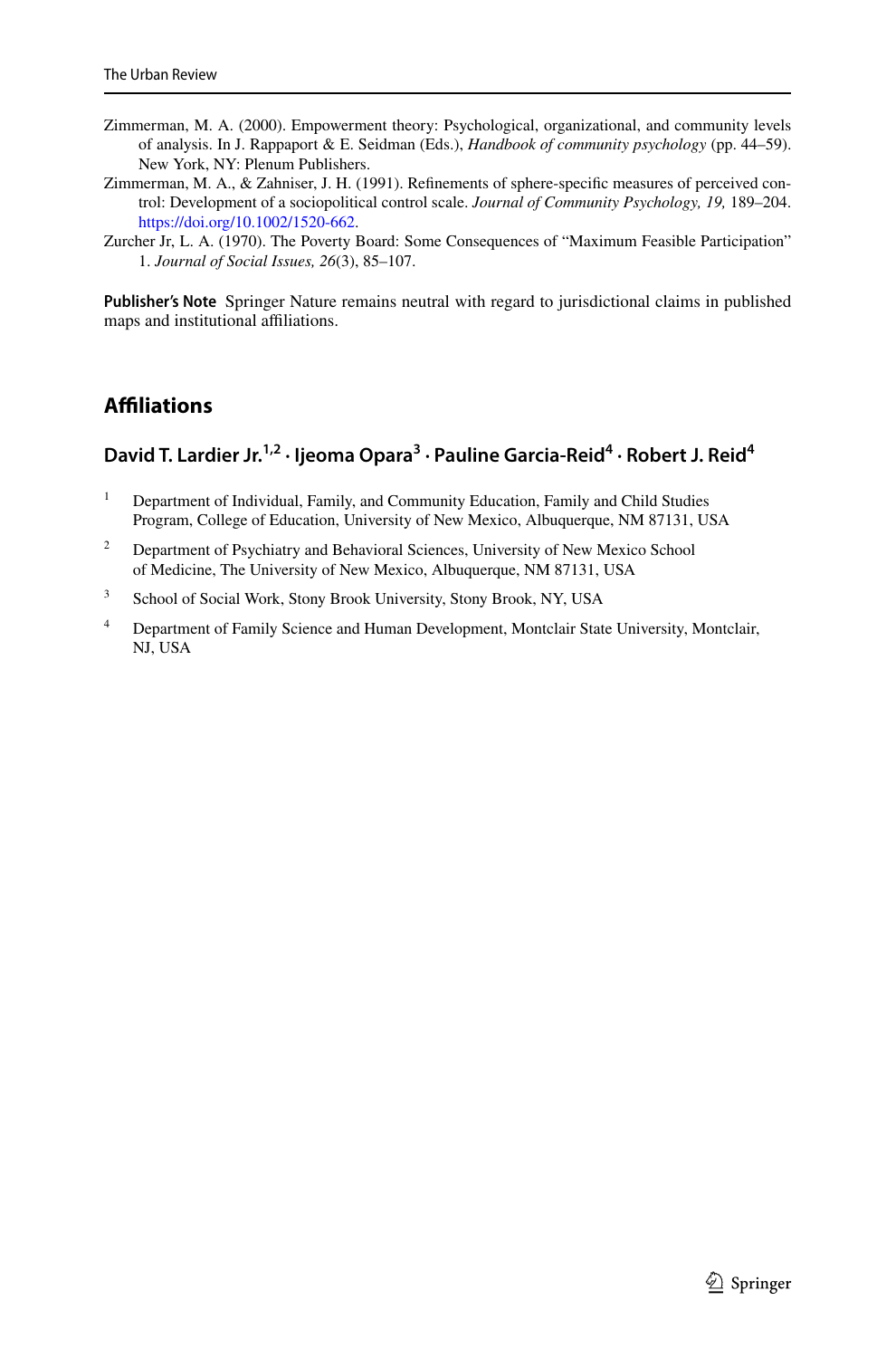Zimmerman, M. A. (2000). Empowerment theory: Psychological, organizational, and community levels of analysis. In J. Rappaport & E. Seidman (Eds.), *Handbook of community psychology* (pp. 44–59). New York, NY: Plenum Publishers.

Zimmerman, M. A., & Zahniser, J. H. (1991). Refinements of sphere-specific measures of perceived control: Development of a sociopolitical control scale. *Journal of Community Psychology, 19,* 189–204. https://doi.org/10.1002/1520-662.

Zurcher Jr, L. A. (1970). The Poverty Board: Some Consequences of "Maximum Feasible Participation" 1. *Journal of Social Issues, 26*(3), 85–107.

**Publisher's Note** Springer Nature remains neutral with regard to jurisdictional claims in published maps and institutional affiliations.

## Affiliations

### David T. Lardier Jr.[1,2] · Ijeoma Opara[3] · Pauline Garcia-Reid[4] · Robert J. Reid[4]

[1] Department of Individual, Family, and Community Education, Family and Child Studies Program, College of Education, University of New Mexico, Albuquerque, NM 87131, USA

[2] Department of Psychiatry and Behavioral Sciences, University of New Mexico School of Medicine, The University of New Mexico, Albuquerque, NM 87131, USA

[3] School of Social Work, Stony Brook University, Stony Brook, NY, USA

[4] Department of Family Science and Human Development, Montclair State University, Montclair, NJ, USA